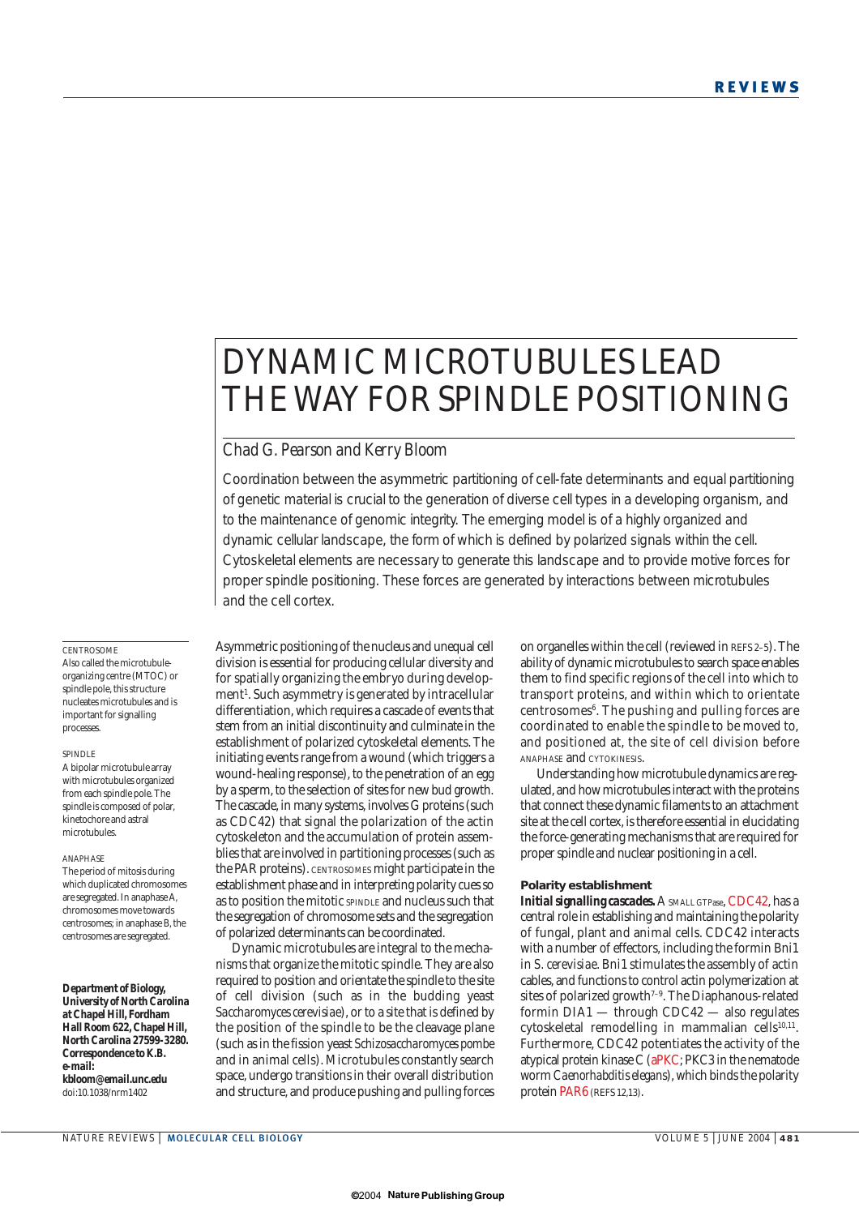# DYNAMIC MICROTUBULES LEAD THE WAY FOR SPINDLE POSITIONING

Chad G. Pearson and Kerry Bloom

Coordination between the asymmetric partitioning of cell-fate determinants and equal partitioning of genetic material is crucial to the generation of diverse cell types in a developing organism, and to the maintenance of genomic integrity. The emerging model is of a highly organized and dynamic cellular landscape, the form of which is defined by polarized signals within the cell. Cytoskeletal elements are necessary to generate this landscape and to provide motive forces for proper spindle positioning. These forces are generated by interactions between microtubules and the cell cortex.

CENTROSOME
Also called the microtubule-organizing centre (MTOC) or spindle pole, this structure nucleates microtubules and is important for signalling processes.

SPINDLE
A bipolar microtubule array with microtubules organized from each spindle pole. The spindle is composed of polar, kinetochore and astral microtubules.

ANAPHASE
The period of mitosis during which duplicated chromosomes are segregated. In anaphase A, chromosomes move towards centrosomes; in anaphase B, the centrosomes are segregated.

**Department of Biology, University of North Carolina at Chapel Hill, Fordham Hall Room 622, Chapel Hill, North Carolina 27599-3280. Correspondence to K.B. e-mail: kbloom@email.unc.edu**
doi:10.1038/nrm1402

Asymmetric positioning of the nucleus and unequal cell division is essential for producing cellular diversity and for spatially organizing the embryo during development[1]. Such asymmetry is generated by intracellular differentiation, which requires a cascade of events that stem from an initial discontinuity and culminate in the establishment of polarized cytoskeletal elements. The initiating events range from a wound (which triggers a wound-healing response), to the penetration of an egg by a sperm, to the selection of sites for new bud growth. The cascade, in many systems, involves G proteins (such as CDC42) that signal the polarization of the actin cytoskeleton and the accumulation of protein assemblies that are involved in partitioning processes (such as the PAR proteins). CENTROSOMES might participate in the establishment phase and in interpreting polarity cues so as to position the mitotic SPINDLE and nucleus such that the segregation of chromosome sets and the segregation of polarized determinants can be coordinated.

Dynamic microtubules are integral to the mechanisms that organize the mitotic spindle. They are also required to position and orientate the spindle to the site of cell division (such as in the budding yeast *Saccharomyces cerevisiae*), or to a site that is defined by the position of the spindle to be the cleavage plane (such as in the fission yeast *Schizosaccharomyces pombe* and in animal cells). Microtubules constantly search space, undergo transitions in their overall distribution and structure, and produce pushing and pulling forces on organelles within the cell (reviewed in REFS 2–5). The ability of dynamic microtubules to search space enables them to find specific regions of the cell into which to transport proteins, and within which to orientate centrosomes[6]. The pushing and pulling forces are coordinated to enable the spindle to be moved to, and positioned at, the site of cell division before ANAPHASE and CYTOKINESIS.

Understanding how microtubule dynamics are regulated, and how microtubules interact with the proteins that connect these dynamic filaments to an attachment site at the cell cortex, is therefore essential in elucidating the force-generating mechanisms that are required for proper spindle and nuclear positioning in a cell.

## Polarity establishment

**Initial signalling cascades.** A SMALL GTPase, CDC42, has a central role in establishing and maintaining the polarity of fungal, plant and animal cells. CDC42 interacts with a number of effectors, including the formin Bni1 in *S. cerevisiae*. Bni1 stimulates the assembly of actin cables, and functions to control actin polymerization at sites of polarized growth[7–9]. The Diaphanous-related formin DIA1 — through CDC42 — also regulates cytoskeletal remodelling in mammalian cells[10,11]. Furthermore, CDC42 potentiates the activity of the atypical protein kinase C (aPKC; PKC3 in the nematode worm *Caenorhabditis elegans*), which binds the polarity protein PAR6 (REFS 12,13).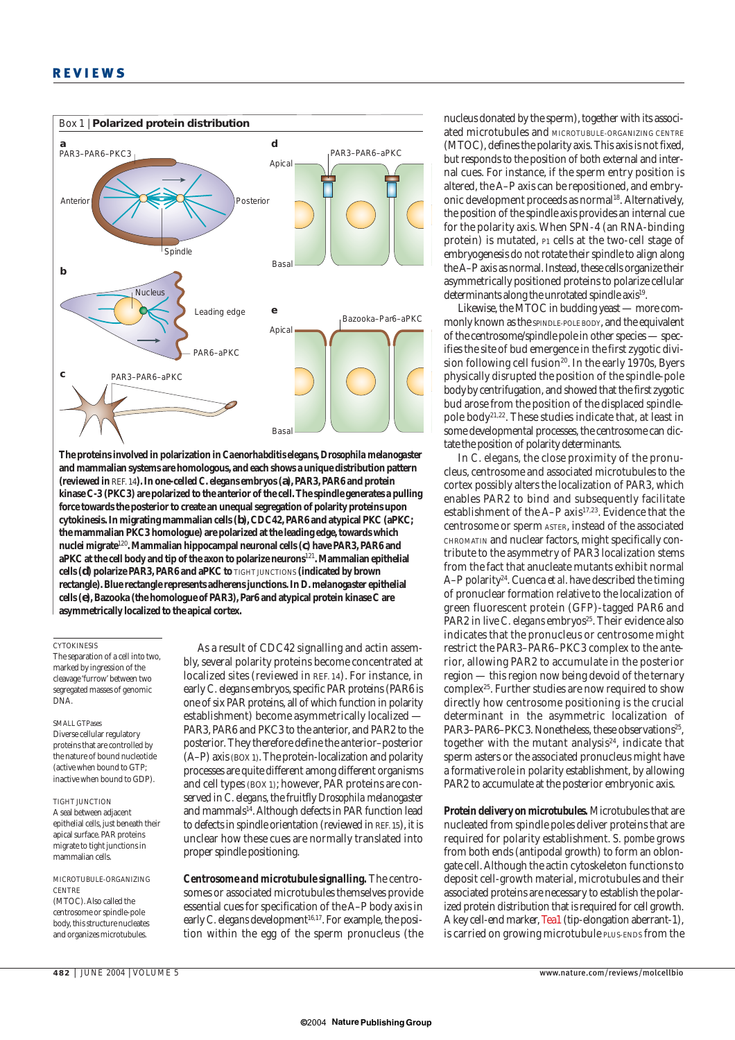## Box 1 | Polarized protein distribution

**The proteins involved in polarization in *Caenorhabditis elegans*, *Drosophila melanogaster* and mammalian systems are homologous, and each shows a unique distribution pattern (reviewed in REF. 14). In one-celled *C. elegans* embryos (a), PAR3, PAR6 and protein kinase C-3 (PKC3) are polarized to the anterior of the cell. The spindle generates a pulling force towards the posterior to create an unequal segregation of polarity proteins upon cytokinesis. In migrating mammalian cells (b), CDC42, PAR6 and atypical PKC (aPKC; the mammalian PKC3 homologue) are polarized at the leading edge, towards which nuclei migrate[120]. Mammalian hippocampal neuronal cells (c) have PAR3, PAR6 and aPKC at the cell body and tip of the axon to polarize neurons[121]. Mammalian epithelial cells (d) polarize PAR3, PAR6 and aPKC to TIGHT JUNCTIONS (indicated by brown rectangle). Blue rectangle represents adherens junctions. In *D. melanogaster* epithelial cells (e), Bazooka (the homologue of PAR3), Par6 and atypical protein kinase C are asymmetrically localized to the apical cortex.**

CYTOKINESIS
The separation of a cell into two, marked by ingression of the cleavage 'furrow' between two segregated masses of genomic DNA.

SMALL GTPases
Diverse cellular regulatory proteins that are controlled by the nature of bound nucleotide (active when bound to GTP; inactive when bound to GDP).

TIGHT JUNCTION
A seal between adjacent epithelial cells, just beneath their apical surface. PAR proteins migrate to tight junctions in mammalian cells.

MICROTUBULE-ORGANIZING CENTRE
(MTOC). Also called the centrosome or spindle-pole body, this structure nucleates and organizes microtubules.

As a result of CDC42 signalling and actin assembly, several polarity proteins become concentrated at localized sites (reviewed in REF. 14). For instance, in early *C. elegans* embryos, specific PAR proteins (PAR6 is one of six PAR proteins, all of which function in polarity establishment) become asymmetrically localized — PAR3, PAR6 and PKC3 to the anterior, and PAR2 to the posterior. They therefore define the anterior–posterior (A–P) axis (BOX 1). The protein-localization and polarity processes are quite different among different organisms and cell types (BOX 1); however, PAR proteins are conserved in *C. elegans*, the fruitfly *Drosophila melanogaster* and mammals[14]. Although defects in PAR function lead to defects in spindle orientation (reviewed in REF. 15), it is unclear how these cues are normally translated into proper spindle positioning.

***Centrosome and microtubule signalling.*** The centrosomes or associated microtubules themselves provide essential cues for specification of the A–P body axis in early *C. elegans* development[16,17]. For example, the position within the egg of the sperm pronucleus (the nucleus donated by the sperm), together with its associated microtubules and MICROTUBULE-ORGANIZING CENTRE (MTOC), defines the polarity axis. This axis is not fixed, but responds to the position of both external and internal cues. For instance, if the sperm entry position is altered, the A–P axis can be repositioned, and embryonic development proceeds as normal[18]. Alternatively, the position of the spindle axis provides an internal cue for the polarity axis. When SPN-4 (an RNA-binding protein) is mutated, P1 cells at the two-cell stage of embryogenesis do not rotate their spindle to align along the A–P axis as normal. Instead, these cells organize their asymmetrically positioned proteins to polarize cellular determinants along the unrotated spindle axis[19].

Likewise, the MTOC in budding yeast — more commonly known as the SPINDLE-POLE BODY, and the equivalent of the centrosome/spindle pole in other species — specifies the site of bud emergence in the first zygotic division following cell fusion[20]. In the early 1970s, Byers physically disrupted the position of the spindle-pole body by centrifugation, and showed that the first zygotic bud arose from the position of the displaced spindle-pole body[21,22]. These studies indicate that, at least in some developmental processes, the centrosome can dictate the position of polarity determinants.

In *C. elegans*, the close proximity of the pronucleus, centrosome and associated microtubules to the cortex possibly alters the localization of PAR3, which enables PAR2 to bind and subsequently facilitate establishment of the A–P axis[17,23]. Evidence that the centrosome or sperm ASTER, instead of the associated CHROMATIN and nuclear factors, might specifically contribute to the asymmetry of PAR3 localization stems from the fact that anucleate mutants exhibit normal A–P polarity[24]. Cuenca *et al.* have described the timing of pronuclear formation relative to the localization of green fluorescent protein (GFP)-tagged PAR6 and PAR2 in live *C. elegans* embryos[25]. Their evidence also indicates that the pronucleus or centrosome might restrict the PAR3–PAR6–PKC3 complex to the anterior, allowing PAR2 to accumulate in the posterior region — this region now being devoid of the ternary complex[25]. Further studies are now required to show directly how centrosome positioning is the crucial determinant in the asymmetric localization of PAR3–PAR6–PKC3. Nonetheless, these observations[25], together with the mutant analysis[24], indicate that sperm asters or the associated pronucleus might have a formative role in polarity establishment, by allowing PAR2 to accumulate at the posterior embryonic axis.

**Protein delivery on microtubules.** Microtubules that are nucleated from spindle poles deliver proteins that are required for polarity establishment. *S. pombe* grows from both ends (antipodal growth) to form an oblongate cell. Although the actin cytoskeleton functions to deposit cell-growth material, microtubules and their associated proteins are necessary to establish the polarized protein distribution that is required for cell growth. A key cell-end marker, Tea1 (tip-elongation aberrant-1), is carried on growing microtubule PLUS-ENDS from the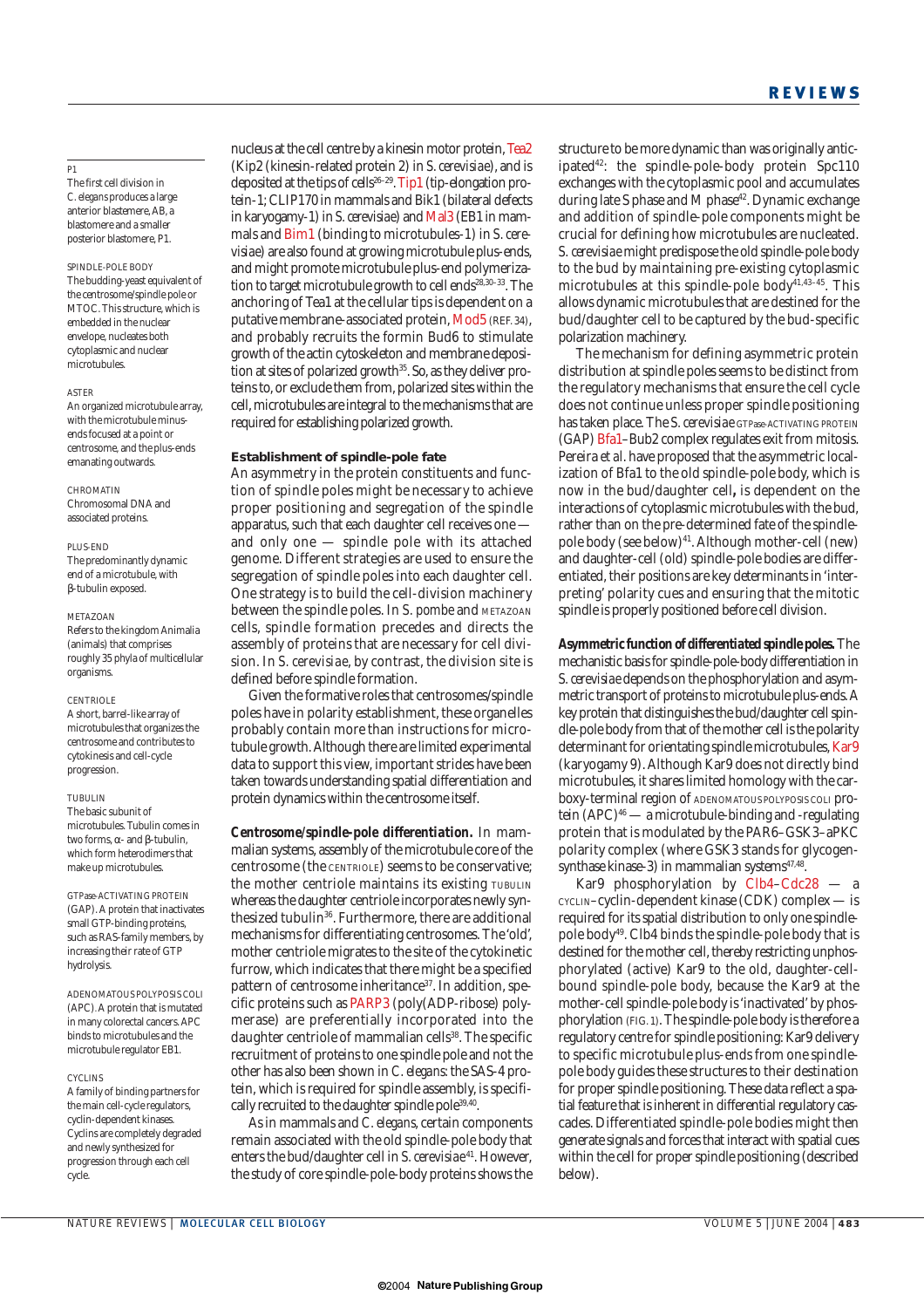P1
The first cell division in *C. elegans* produces a large anterior blastomere, AB, a blastomere and a smaller posterior blastomere, P1.

SPINDLE-POLE BODY
The budding-yeast equivalent of the centrosome/spindle pole or MTOC. This structure, which is embedded in the nuclear envelope, nucleates both cytoplasmic and nuclear microtubules.

ASTER
An organized microtubule array, with the microtubule minus-ends focused at a point or centrosome, and the plus-ends emanating outwards.

CHROMATIN
Chromosomal DNA and associated proteins.

PLUS-END
The predominantly dynamic end of a microtubule, with β-tubulin exposed.

METAZOAN
Refers to the kingdom Animalia (animals) that comprises roughly 35 phyla of multicellular organisms.

CENTRIOLE
A short, barrel-like array of microtubules that organizes the centrosome and contributes to cytokinesis and cell-cycle progression.

TUBULIN
The basic subunit of microtubules. Tubulin comes in two forms, α- and β-tubulin, which form heterodimers that make up microtubules.

GTPase-ACTIVATING PROTEIN
(GAP). A protein that inactivates small GTP-binding proteins, such as RAS-family members, by increasing their rate of GTP hydrolysis.

ADENOMATOUS POLYPOSIS COLI
(APC). A protein that is mutated in many colorectal cancers. APC binds to microtubules and the microtubule regulator EB1.

CYCLINS
A family of binding partners for the main cell-cycle regulators, cyclin-dependent kinases. Cyclins are completely degraded and newly synthesized for progression through each cell cycle.

nucleus at the cell centre by a kinesin motor protein, Tea2 (Kip2 (kinesin-related protein 2) in *S. cerevisiae*), and is deposited at the tips of cells[26–29]. Tip1 (tip-elongation protein-1; CLIP170 in mammals and Bik1 (bilateral defects in karyogamy-1) in *S. cerevisiae*) and Mal3 (EB1 in mammals and Bim1 (binding to microtubules-1) in *S. cerevisiae*) are also found at growing microtubule plus-ends, and might promote microtubule plus-end polymerization to target microtubule growth to cell ends[28,30–33]. The anchoring of Tea1 at the cellular tips is dependent on a putative membrane-associated protein, Mod5 (REF. 34), and probably recruits the formin Bud6 to stimulate growth of the actin cytoskeleton and membrane deposition at sites of polarized growth[35]. So, as they deliver proteins to, or exclude them from, polarized sites within the cell, microtubules are integral to the mechanisms that are required for establishing polarized growth.

### Establishment of spindle-pole fate

An asymmetry in the protein constituents and function of spindle poles might be necessary to achieve proper positioning and segregation of the spindle apparatus, such that each daughter cell receives one — and only one — spindle pole with its attached genome. Different strategies are used to ensure the segregation of spindle poles into each daughter cell. One strategy is to build the cell-division machinery between the spindle poles. In *S. pombe* and METAZOAN cells, spindle formation precedes and directs the assembly of proteins that are necessary for cell division. In *S. cerevisiae*, by contrast, the division site is defined before spindle formation.

Given the formative roles that centrosomes/spindle poles have in polarity establishment, these organelles probably contain more than instructions for microtubule growth. Although there are limited experimental data to support this view, important strides have been taken towards understanding spatial differentiation and protein dynamics within the centrosome itself.

***Centrosome/spindle-pole differentiation.*** In mammalian systems, assembly of the microtubule core of the centrosome (the CENTRIOLE) seems to be conservative; the mother centriole maintains its existing TUBULIN whereas the daughter centriole incorporates newly synthesized tubulin[36]. Furthermore, there are additional mechanisms for differentiating centrosomes. The 'old', mother centriole migrates to the site of the cytokinetic furrow, which indicates that there might be a specified pattern of centrosome inheritance[37]. In addition, specific proteins such as PARP3 (poly(ADP-ribose) polymerase) are preferentially incorporated into the daughter centriole of mammalian cells[38]. The specific recruitment of proteins to one spindle pole and not the other has also been shown in *C. elegans*: the SAS-4 protein, which is required for spindle assembly, is specifically recruited to the daughter spindle pole[39,40].

As in mammals and *C. elegans*, certain components remain associated with the old spindle-pole body that enters the bud/daughter cell in *S. cerevisiae*[41]. However, the study of core spindle-pole-body proteins shows the structure to be more dynamic than was originally anticipated[42]: the spindle-pole-body protein Spc110 exchanges with the cytoplasmic pool and accumulates during late S phase and M phase[42]. Dynamic exchange and addition of spindle-pole components might be crucial for defining how microtubules are nucleated. *S. cerevisiae* might predispose the old spindle-pole body to the bud by maintaining pre-existing cytoplasmic microtubules at this spindle-pole body[41,43–45]. This allows dynamic microtubules that are destined for the bud/daughter cell to be captured by the bud-specific polarization machinery.

The mechanism for defining asymmetric protein distribution at spindle poles seems to be distinct from the regulatory mechanisms that ensure the cell cycle does not continue unless proper spindle positioning has taken place. The *S. cerevisiae* GTPase-ACTIVATING PROTEIN (GAP) Bfa1–Bub2 complex regulates exit from mitosis. Pereira *et al.* have proposed that the asymmetric localization of Bfa1 to the old spindle-pole body, which is now in the bud/daughter cell**,** is dependent on the interactions of cytoplasmic microtubules with the bud, rather than on the pre-determined fate of the spindle-pole body (see below)[41]. Although mother-cell (new) and daughter-cell (old) spindle-pole bodies are differentiated, their positions are key determinants in 'interpreting' polarity cues and ensuring that the mitotic spindle is properly positioned before cell division.

**Asymmetric function of differentiated spindle poles.** The mechanistic basis for spindle-pole-body differentiation in *S. cerevisiae* depends on the phosphorylation and asymmetric transport of proteins to microtubule plus-ends. A key protein that distinguishes the bud/daughter cell spindle-pole body from that of the mother cell is the polarity determinant for orientating spindle microtubules, Kar9 (karyogamy 9). Although Kar9 does not directly bind microtubules, it shares limited homology with the carboxy-terminal region of ADENOMATOUS POLYPOSIS COLI protein (APC)[46] — a microtubule-binding and -regulating protein that is modulated by the PAR6–GSK3–aPKC polarity complex (where GSK3 stands for glycogen-synthase kinase-3) in mammalian systems[47,48].

Kar9 phosphorylation by Clb4–Cdc28 — a CYCLIN–cyclin-dependent kinase (CDK) complex — is required for its spatial distribution to only one spindle-pole body[49]. Clb4 binds the spindle-pole body that is destined for the mother cell, thereby restricting unphosphorylated (active) Kar9 to the old, daughter-cell-bound spindle-pole body, because the Kar9 at the mother-cell spindle-pole body is 'inactivated' by phosphorylation (FIG. 1). The spindle-pole body is therefore a regulatory centre for spindle positioning: Kar9 delivery to specific microtubule plus-ends from one spindle-pole body guides these structures to their destination for proper spindle positioning. These data reflect a spatial feature that is inherent in differential regulatory cascades. Differentiated spindle-pole bodies might then generate signals and forces that interact with spatial cues within the cell for proper spindle positioning (described below).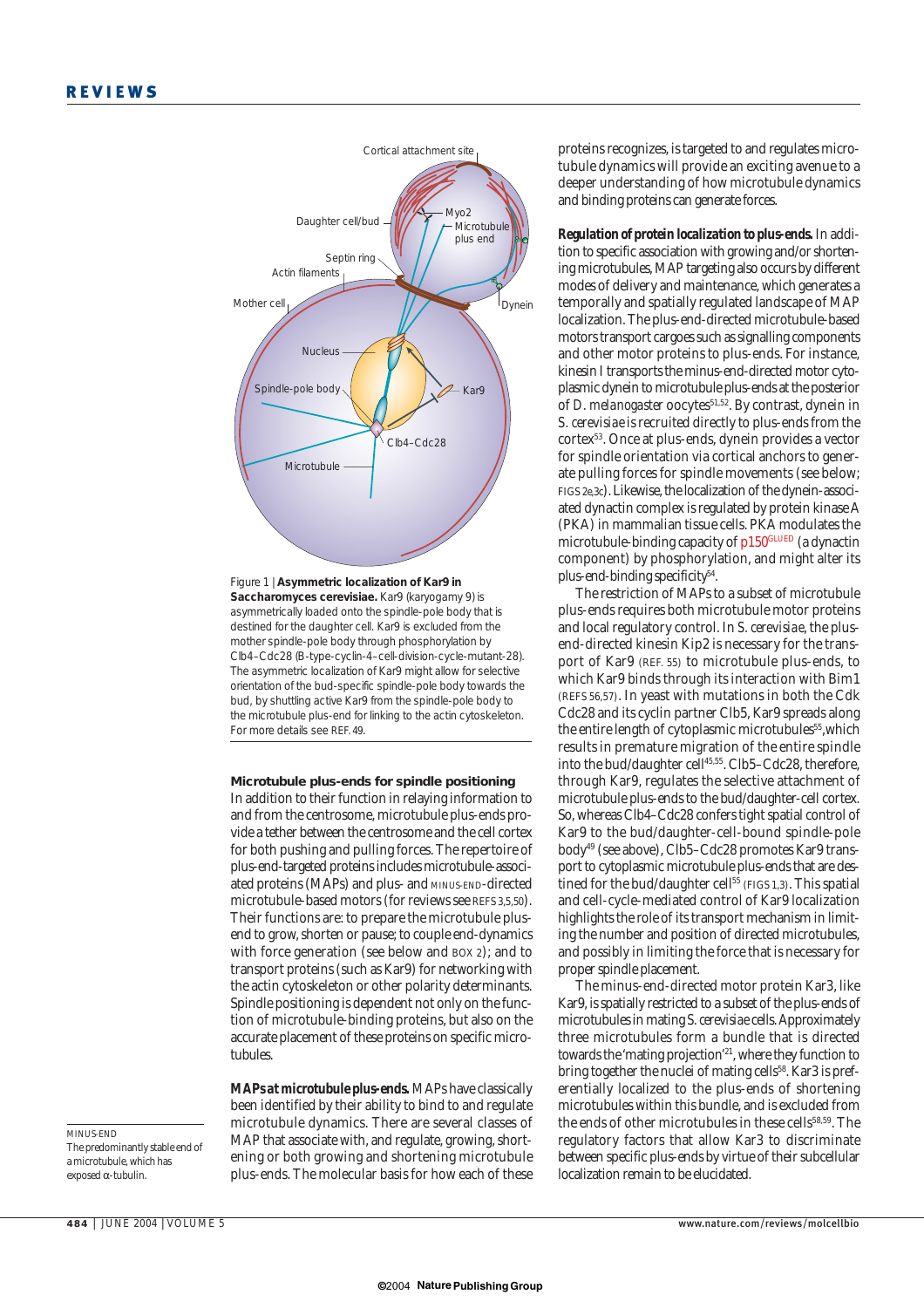Figure 1 | **Asymmetric localization of Kar9 in *Saccharomyces cerevisiae*.** Kar9 (karyogamy 9) is asymmetrically loaded onto the spindle-pole body that is destined for the daughter cell. Kar9 is excluded from the mother spindle-pole body through phosphorylation by Clb4–Cdc28 (B-type-cyclin-4–cell-division-cycle-mutant-28). The asymmetric localization of Kar9 might allow for selective orientation of the bud-specific spindle-pole body towards the bud, by shuttling active Kar9 from the spindle-pole body to the microtubule plus-end for linking to the actin cytoskeleton. For more details see REF. 49.

### Microtubule plus-ends for spindle positioning

In addition to their function in relaying information to and from the centrosome, microtubule plus-ends provide a tether between the centrosome and the cell cortex for both pushing and pulling forces. The repertoire of plus-end-targeted proteins includes microtubule-associated proteins (MAPs) and plus- and MINUS-END-directed microtubule-based motors (for reviews see REFS 3,5,50). Their functions are: to prepare the microtubule plus-end to grow, shorten or pause; to couple end-dynamics with force generation (see below and BOX 2); and to transport proteins (such as Kar9) for networking with the actin cytoskeleton or other polarity determinants. Spindle positioning is dependent not only on the function of microtubule-binding proteins, but also on the accurate placement of these proteins on specific microtubules.

MINUS-END
The predominantly stable end of a microtubule, which has exposed α-tubulin.

**MAPs at microtubule plus-ends.** MAPs have classically been identified by their ability to bind to and regulate microtubule dynamics. There are several classes of MAP that associate with, and regulate, growing, shortening or both growing and shortening microtubule plus-ends. The molecular basis for how each of these proteins recognizes, is targeted to and regulates microtubule dynamics will provide an exciting avenue to a deeper understanding of how microtubule dynamics and binding proteins can generate forces.

**Regulation of protein localization to plus-ends.** In addition to specific association with growing and/or shortening microtubules, MAP targeting also occurs by different modes of delivery and maintenance, which generates a temporally and spatially regulated landscape of MAP localization. The plus-end-directed microtubule-based motors transport cargoes such as signalling components and other motor proteins to plus-ends. For instance, kinesin I transports the minus-end-directed motor cytoplasmic dynein to microtubule plus-ends at the posterior of *D. melanogaster* oocytes[51,52]. By contrast, dynein in *S. cerevisiae* is recruited directly to plus-ends from the cortex[53]. Once at plus-ends, dynein provides a vector for spindle orientation via cortical anchors to generate pulling forces for spindle movements (see below; FIGS 2e,3c). Likewise, the localization of the dynein-associated dynactin complex is regulated by protein kinase A (PKA) in mammalian tissue cells. PKA modulates the microtubule-binding capacity of p150$^{GLUED}$ (a dynactin component) by phosphorylation, and might alter its plus-end-binding specificity[54].

The restriction of MAPs to a subset of microtubule plus-ends requires both microtubule motor proteins and local regulatory control. In *S. cerevisiae*, the plus-end-directed kinesin Kip2 is necessary for the transport of Kar9 (REF. 55) to microtubule plus-ends, to which Kar9 binds through its interaction with Bim1 (REFS 56,57). In yeast with mutations in both the Cdk Cdc28 and its cyclin partner Clb5, Kar9 spreads along the entire length of cytoplasmic microtubules[55], which results in premature migration of the entire spindle into the bud/daughter cell[45,55]. Clb5–Cdc28, therefore, through Kar9, regulates the selective attachment of microtubule plus-ends to the bud/daughter-cell cortex. So, whereas Clb4–Cdc28 confers tight spatial control of Kar9 to the bud/daughter-cell-bound spindle-pole body[49] (see above), Clb5–Cdc28 promotes Kar9 transport to cytoplasmic microtubule plus-ends that are destined for the bud/daughter cell[55] (FIGS 1,3). This spatial and cell-cycle-mediated control of Kar9 localization highlights the role of its transport mechanism in limiting the number and position of directed microtubules, and possibly in limiting the force that is necessary for proper spindle placement.

The minus-end-directed motor protein Kar3, like Kar9, is spatially restricted to a subset of the plus-ends of microtubules in mating *S. cerevisiae* cells. Approximately three microtubules form a bundle that is directed towards the 'mating projection'[21], where they function to bring together the nuclei of mating cells[58]. Kar3 is preferentially localized to the plus-ends of shortening microtubules within this bundle, and is excluded from the ends of other microtubules in these cells[58,59]. The regulatory factors that allow Kar3 to discriminate between specific plus-ends by virtue of their subcellular localization remain to be elucidated.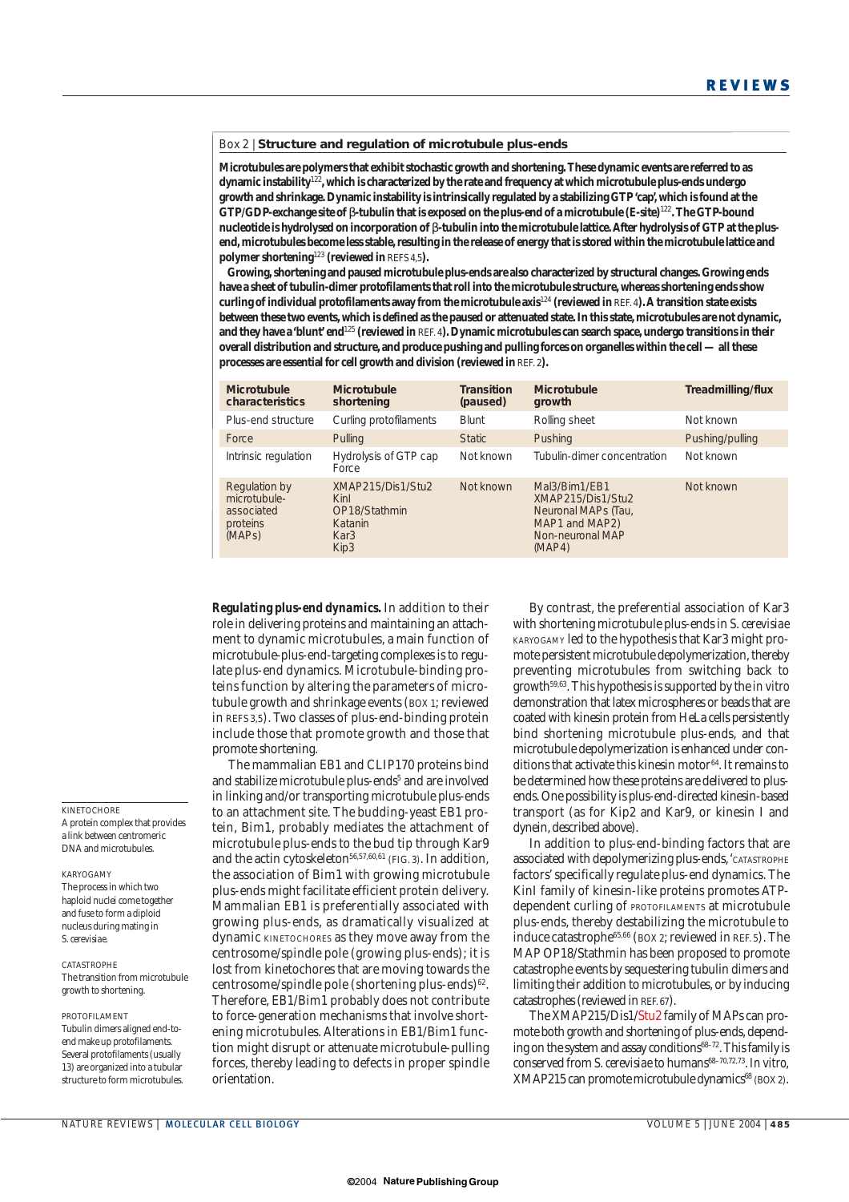## Box 2 | Structure and regulation of microtubule plus-ends

**Microtubules are polymers that exhibit stochastic growth and shortening. These dynamic events are referred to as dynamic instability[122], which is characterized by the rate and frequency at which microtubule plus-ends undergo growth and shrinkage. Dynamic instability is intrinsically regulated by a stabilizing GTP 'cap', which is found at the GTP/GDP-exchange site of β-tubulin that is exposed on the plus-end of a microtubule (E-site)[122]. The GTP-bound nucleotide is hydrolysed on incorporation of β-tubulin into the microtubule lattice. After hydrolysis of GTP at the plus-end, microtubules become less stable, resulting in the release of energy that is stored within the microtubule lattice and polymer shortening[123] (reviewed in REFS 4,5).**

**Growing, shortening and paused microtubule plus-ends are also characterized by structural changes. Growing ends have a sheet of tubulin-dimer protofilaments that roll into the microtubule structure, whereas shortening ends show curling of individual protofilaments away from the microtubule axis[124] (reviewed in REF. 4). A transition state exists between these two events, which is defined as the paused or attenuated state. In this state, microtubules are not dynamic, and they have a 'blunt' end[125] (reviewed in REF. 4). Dynamic microtubules can search space, undergo transitions in their overall distribution and structure, and produce pushing and pulling forces on organelles within the cell — all these processes are essential for cell growth and division (reviewed in REF. 2).**

| Microtubule characteristics | Microtubule shortening | Transition (paused) | Microtubule growth | Treadmilling/flux |
|---|---|---|---|---|
| Plus-end structure | Curling protofilaments | Blunt | Rolling sheet | Not known |
| Force | Pulling | Static | Pushing | Pushing/pulling |
| Intrinsic regulation | Hydrolysis of GTP cap Force | Not known | Tubulin-dimer concentration | Not known |
| Regulation by microtubule-associated proteins (MAPs) | XMAP215/Dis1/Stu2<br>KinI<br>OP18/Stathmin<br>Katanin<br>Kar3<br>Kip3 | Not known | Mal3/Bim1/EB1<br>XMAP215/Dis1/Stu2<br>Neuronal MAPs (Tau, MAP1 and MAP2)<br>Non-neuronal MAP (MAP4) | Not known |

***Regulating plus-end dynamics.*** In addition to their role in delivering proteins and maintaining an attachment to dynamic microtubules, a main function of microtubule-plus-end-targeting complexes is to regulate plus-end dynamics. Microtubule-binding proteins function by altering the parameters of microtubule growth and shrinkage events (BOX 1; reviewed in REFS 3,5). Two classes of plus-end-binding protein include those that promote growth and those that promote shortening.

The mammalian EB1 and CLIP170 proteins bind and stabilize microtubule plus-ends[5] and are involved in linking and/or transporting microtubule plus-ends to an attachment site. The budding-yeast EB1 protein, Bim1, probably mediates the attachment of microtubule plus-ends to the bud tip through Kar9 and the actin cytoskeleton[56,57,60,61] (FIG. 3). In addition, the association of Bim1 with growing microtubule plus-ends might facilitate efficient protein delivery. Mammalian EB1 is preferentially associated with growing plus-ends, as dramatically visualized at dynamic KINETOCHORES as they move away from the centrosome/spindle pole (growing plus-ends); it is lost from kinetochores that are moving towards the centrosome/spindle pole (shortening plus-ends)[62]. Therefore, EB1/Bim1 probably does not contribute to force-generation mechanisms that involve shortening microtubules. Alterations in EB1/Bim1 function might disrupt or attenuate microtubule-pulling forces, thereby leading to defects in proper spindle orientation.

By contrast, the preferential association of Kar3 with shortening microtubule plus-ends in *S. cerevisiae* KARYOGAMY led to the hypothesis that Kar3 might promote persistent microtubule depolymerization, thereby preventing microtubules from switching back to growth[59,63]. This hypothesis is supported by the in vitro demonstration that latex microspheres or beads that are coated with kinesin protein from HeLa cells persistently bind shortening microtubule plus-ends, and that microtubule depolymerization is enhanced under conditions that activate this kinesin motor[64]. It remains to be determined how these proteins are delivered to plus-ends. One possibility is plus-end-directed kinesin-based transport (as for Kip2 and Kar9, or kinesin I and dynein, described above).

In addition to plus-end-binding factors that are associated with depolymerizing plus-ends, 'CATASTROPHE factors' specifically regulate plus-end dynamics. The KinI family of kinesin-like proteins promotes ATP-dependent curling of PROTOFILAMENTS at microtubule plus-ends, thereby destabilizing the microtubule to induce catastrophe[65,66] (BOX 2; reviewed in REF. 5). The MAP OP18/Stathmin has been proposed to promote catastrophe events by sequestering tubulin dimers and limiting their addition to microtubules, or by inducing catastrophes (reviewed in REF. 67).

The XMAP215/Dis1/Stu2 family of MAPs can promote both growth and shortening of plus-ends, depending on the system and assay conditions[68–72]. This family is conserved from *S. cerevisiae* to humans[68–70,72,73]. In vitro, XMAP215 can promote microtubule dynamics[68] (BOX 2).

KINETOCHORE
A protein complex that provides a link between centromeric DNA and microtubules.

KARYOGAMY
The process in which two haploid nuclei come together and fuse to form a diploid nucleus during mating in *S. cerevisiae*.

CATASTROPHE
The transition from microtubule growth to shortening.

PROTOFILAMENT
Tubulin dimers aligned end-to-end make up protofilaments. Several protofilaments (usually 13) are organized into a tubular structure to form microtubules.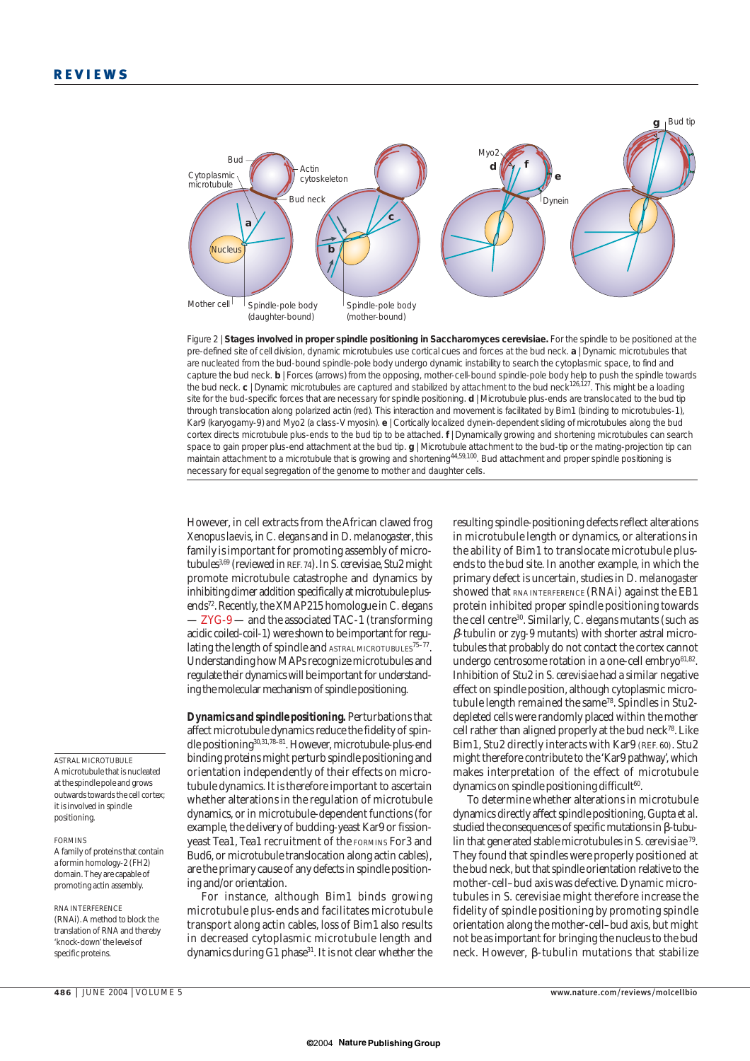Figure 2 | **Stages involved in proper spindle positioning in *Saccharomyces cerevisiae*.** For the spindle to be positioned at the pre-defined site of cell division, dynamic microtubules use cortical cues and forces at the bud neck. **a** | Dynamic microtubules that are nucleated from the bud-bound spindle-pole body undergo dynamic instability to search the cytoplasmic space, to find and capture the bud neck. **b** | Forces (arrows) from the opposing, mother-cell-bound spindle-pole body help to push the spindle towards the bud neck. **c** | Dynamic microtubules are captured and stabilized by attachment to the bud neck[126,127]. This might be a loading site for the bud-specific forces that are necessary for spindle positioning. **d** | Microtubule plus-ends are translocated to the bud tip through translocation along polarized actin (red). This interaction and movement is facilitated by Bim1 (binding to microtubules-1), Kar9 (karyogamy-9) and Myo2 (a class-V myosin). **e** | Cortically localized dynein-dependent sliding of microtubules along the bud cortex directs microtubule plus-ends to the bud tip to be attached. **f** | Dynamically growing and shortening microtubules can search space to gain proper plus-end attachment at the bud tip. **g** | Microtubule attachment to the bud-tip or the mating-projection tip can maintain attachment to a microtubule that is growing and shortening[44,59,100]. Bud attachment and proper spindle positioning is necessary for equal segregation of the genome to mother and daughter cells.

However, in cell extracts from the African clawed frog *Xenopus laevis*, in *C. elegans* and in *D. melanogaster*, this family is important for promoting assembly of microtubules[3,69] (reviewed in REF. 74). In *S. cerevisiae*, Stu2 might promote microtubule catastrophe and dynamics by inhibiting dimer addition specifically at microtubule plus-ends[72]. Recently, the XMAP215 homologue in *C. elegans* — ZYG-9 — and the associated TAC-1 (transforming acidic coiled-coil-1) were shown to be important for regulating the length of spindle and ASTRAL MICROTUBULES[75–77]. Understanding how MAPs recognize microtubules and regulate their dynamics will be important for understanding the molecular mechanism of spindle positioning.

**Dynamics and spindle positioning.** Perturbations that affect microtubule dynamics reduce the fidelity of spindle positioning[30,31,78–81]. However, microtubule-plus-end binding proteins might perturb spindle positioning and orientation independently of their effects on microtubule dynamics. It is therefore important to ascertain whether alterations in the regulation of microtubule dynamics, or in microtubule-dependent functions (for example, the delivery of budding-yeast Kar9 or fission-yeast Tea1, Tea1 recruitment of the FORMINS For3 and Bud6, or microtubule translocation along actin cables), are the primary cause of any defects in spindle positioning and/or orientation.

For instance, although Bim1 binds growing microtubule plus-ends and facilitates microtubule transport along actin cables, loss of Bim1 also results in decreased cytoplasmic microtubule length and dynamics during G1 phase[31]. It is not clear whether the resulting spindle-positioning defects reflect alterations in microtubule length or dynamics, or alterations in the ability of Bim1 to translocate microtubule plus-ends to the bud site. In another example, in which the primary defect is uncertain, studies in *D. melanogaster* showed that RNA INTERFERENCE (RNAi) against the EB1 protein inhibited proper spindle positioning towards the cell centre[30]. Similarly, *C. elegans* mutants (such as *β-tubulin* or *zyg-9* mutants) with shorter astral microtubules that probably do not contact the cortex cannot undergo centrosome rotation in a one-cell embryo[81,82]. Inhibition of Stu2 in *S. cerevisiae* had a similar negative effect on spindle position, although cytoplasmic microtubule length remained the same[78]. Spindles in Stu2-depleted cells were randomly placed within the mother cell rather than aligned properly at the bud neck[78]. Like Bim1, Stu2 directly interacts with Kar9 (REF. 60). Stu2 might therefore contribute to the 'Kar9 pathway', which makes interpretation of the effect of microtubule dynamics on spindle positioning difficult[60].

To determine whether alterations in microtubule dynamics directly affect spindle positioning, Gupta *et al.* studied the consequences of specific mutations in β-tubulin that generated stable microtubules in *S. cerevisiae*[79]. They found that spindles were properly positioned at the bud neck, but that spindle orientation relative to the mother-cell–bud axis was defective. Dynamic microtubules in *S. cerevisiae* might therefore increase the fidelity of spindle positioning by promoting spindle orientation along the mother-cell–bud axis, but might not be as important for bringing the nucleus to the bud neck. However, β-tubulin mutations that stabilize

ASTRAL MICROTUBULE
A microtubule that is nucleated at the spindle pole and grows outwards towards the cell cortex; it is involved in spindle positioning.

FORMINS
A family of proteins that contain a formin homology-2 (FH2) domain. They are capable of promoting actin assembly.

RNA INTERFERENCE
(RNAi). A method to block the translation of RNA and thereby 'knock-down' the levels of specific proteins.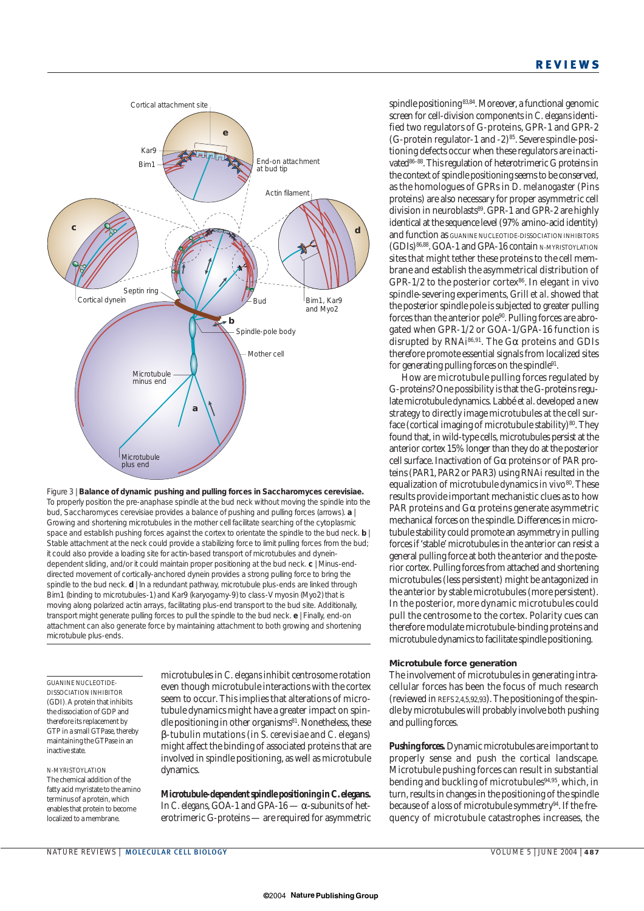Figure 3 | **Balance of dynamic pushing and pulling forces in Saccharomyces cerevisiae.** To properly position the pre-anaphase spindle at the bud neck without moving the spindle into the bud, Saccharomyces cerevisiae provides a balance of pushing and pulling forces (arrows). **a** | Growing and shortening microtubules in the mother cell facilitate searching of the cytoplasmic space and establish pushing forces against the cortex to orientate the spindle to the bud neck. **b** | Stable attachment at the neck could provide a stabilizing force to limit pulling forces from the bud; it could also provide a loading site for actin-based transport of microtubules and dynein-dependent sliding, and/or it could maintain proper positioning at the bud neck. **c** | Minus-end-directed movement of cortically-anchored dynein provides a strong pulling force to bring the spindle to the bud neck. **d** | In a redundant pathway, microtubule plus-ends are linked through Bim1 (binding to microtubules-1) and Kar9 (karyogamy-9) to class-V myosin (Myo2) that is moving along polarized actin arrays, facilitating plus-end transport to the bud site. Additionally, transport might generate pulling forces to pull the spindle to the bud neck. **e** | Finally, end-on attachment can also generate force by maintaining attachment to both growing and shortening microtubule plus-ends.

microtubules in *C. elegans* inhibit centrosome rotation even though microtubule interactions with the cortex seem to occur. This implies that alterations of microtubule dynamics might have a greater impact on spindle positioning in other organisms[81]. Nonetheless, these β-tubulin mutations (in *S. cerevisiae* and *C. elegans*) might affect the binding of associated proteins that are involved in spindle positioning, as well as microtubule dynamics.

**Microtubule-dependent spindle positioning in *C. elegans*.** In *C. elegans*, GOA-1 and GPA-16 — α-subunits of heterotrimeric G-proteins — are required for asymmetric spindle positioning[83,84]. Moreover, a functional genomic screen for cell-division components in *C. elegans* identified two regulators of G-proteins, GPR-1 and GPR-2 (G-protein regulator-1 and -2)[85]. Severe spindle-positioning defects occur when these regulators are inactivated[86–88]. This regulation of heterotrimeric G proteins in the context of spindle positioning seems to be conserved, as the homologues of GPRs in *D. melanogaster* (Pins proteins) are also necessary for proper asymmetric cell division in neuroblasts[89]. GPR-1 and GPR-2 are highly identical at the sequence level (97% amino-acid identity) and function as GUANINE NUCLEOTIDE-DISSOCIATION INHIBITORS (GDIs)[86,88]. GOA-1 and GPA-16 contain N-MYRISTOYLATION sites that might tether these proteins to the cell membrane and establish the asymmetrical distribution of GPR-1/2 to the posterior cortex[86]. In elegant *in vivo* spindle-severing experiments, Grill *et al.* showed that the posterior spindle pole is subjected to greater pulling forces than the anterior pole[90]. Pulling forces are abrogated when GPR-1/2 or GOA-1/GPA-16 function is disrupted by RNAi[86,91]. The Gα proteins and GDIs therefore promote essential signals from localized sites for generating pulling forces on the spindle[91].

How are microtubule pulling forces regulated by G-proteins? One possibility is that the G-proteins regulate microtubule dynamics. Labbé *et al.* developed a new strategy to directly image microtubules at the cell surface (cortical imaging of microtubule stability)[80]. They found that, in wild-type cells, microtubules persist at the anterior cortex 15% longer than they do at the posterior cell surface. Inactivation of Gα proteins or of PAR proteins (PAR1, PAR2 or PAR3) using RNAi resulted in the equalization of microtubule dynamics *in vivo*[80]. These results provide important mechanistic clues as to how PAR proteins and Gα proteins generate asymmetric mechanical forces on the spindle. Differences in microtubule stability could promote an asymmetry in pulling forces if 'stable' microtubules in the anterior can resist a general pulling force at both the anterior and the posterior cortex. Pulling forces from attached and shortening microtubules (less persistent) might be antagonized in the anterior by stable microtubules (more persistent). In the posterior, more dynamic microtubules could pull the centrosome to the cortex. Polarity cues can therefore modulate microtubule-binding proteins and microtubule dynamics to facilitate spindle positioning.

## Microtubule force generation

The involvement of microtubules in generating intracellular forces has been the focus of much research (reviewed in REFS 2,4,5,92,93). The positioning of the spindle by microtubules will probably involve both pushing and pulling forces.

**Pushing forces.** Dynamic microtubules are important to properly sense and push the cortical landscape. Microtubule pushing forces can result in substantial bending and buckling of microtubules[94,95], which, in turn, results in changes in the positioning of the spindle because of a loss of microtubule symmetry[94]. If the frequency of microtubule catastrophes increases, the

GUANINE NUCLEOTIDE-DISSOCIATION INHIBITOR (GDI). A protein that inhibits the dissociation of GDP and therefore its replacement by GTP in a small GTPase, thereby maintaining the GTPase in an inactive state.

N-MYRISTOYLATION The chemical addition of the fatty acid myristate to the amino terminus of a protein, which enables that protein to become localized to a membrane.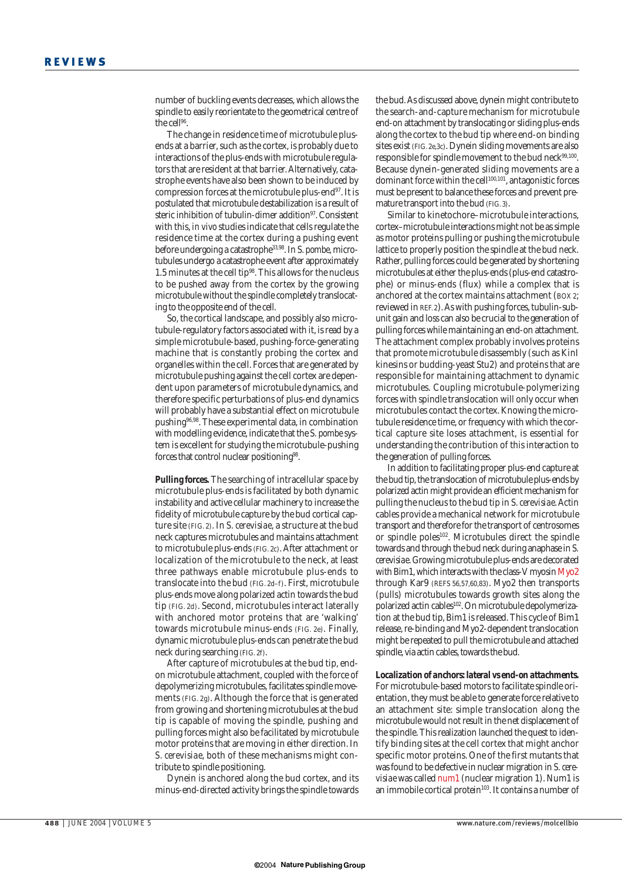number of buckling events decreases, which allows the spindle to easily reorientate to the geometrical centre of the cell[96].

The change in residence time of microtubule plus-ends at a barrier, such as the cortex, is probably due to interactions of the plus-ends with microtubule regulators that are resident at that barrier. Alternatively, catastrophe events have also been shown to be induced by compression forces at the microtubule plus-end[97]. It is postulated that microtubule destabilization is a result of steric inhibition of tubulin-dimer addition[97]. Consistent with this, *in vivo* studies indicate that cells regulate the residence time at the cortex during a pushing event before undergoing a catastrophe[33,98]. In *S. pombe*, microtubules undergo a catastrophe event after approximately 1.5 minutes at the cell tip[98]. This allows for the nucleus to be pushed away from the cortex by the growing microtubule without the spindle completely translocating to the opposite end of the cell.

So, the cortical landscape, and possibly also microtubule-regulatory factors associated with it, is read by a simple microtubule-based, pushing-force-generating machine that is constantly probing the cortex and organelles within the cell. Forces that are generated by microtubule pushing against the cell cortex are dependent upon parameters of microtubule dynamics, and therefore specific perturbations of plus-end dynamics will probably have a substantial effect on microtubule pushing[96,98]. These experimental data, in combination with modelling evidence, indicate that the *S. pombe* system is excellent for studying the microtubule-pushing forces that control nuclear positioning[98].

**Pulling forces.** The searching of intracellular space by microtubule plus-ends is facilitated by both dynamic instability and active cellular machinery to increase the fidelity of microtubule capture by the bud cortical capture site (FIG. 2). In *S. cerevisiae*, a structure at the bud neck captures microtubules and maintains attachment to microtubule plus-ends (FIG. 2c). After attachment or localization of the microtubule to the neck, at least three pathways enable microtubule plus-ends to translocate into the bud (FIG. 2d–f). First, microtubule plus-ends move along polarized actin towards the bud tip (FIG. 2d). Second, microtubules interact laterally with anchored motor proteins that are 'walking' towards microtubule minus-ends (FIG. 2e). Finally, dynamic microtubule plus-ends can penetrate the bud neck during searching (FIG. 2f).

After capture of microtubules at the bud tip, end-on microtubule attachment, coupled with the force of depolymerizing microtubules, facilitates spindle movements (FIG. 2g). Although the force that is generated from growing and shortening microtubules at the bud tip is capable of moving the spindle, pushing and pulling forces might also be facilitated by microtubule motor proteins that are moving in either direction. In *S. cerevisiae*, both of these mechanisms might contribute to spindle positioning.

Dynein is anchored along the bud cortex, and its minus-end-directed activity brings the spindle towards the bud. As discussed above, dynein might contribute to the search-and-capture mechanism for microtubule end-on attachment by translocating or sliding plus-ends along the cortex to the bud tip where end-on binding sites exist (FIG. 2e,3c). Dynein sliding movements are also responsible for spindle movement to the bud neck[99,100]. Because dynein-generated sliding movements are a dominant force within the cell[100,101], antagonistic forces must be present to balance these forces and prevent premature transport into the bud (FIG. 3).

Similar to kinetochore–microtubule interactions, cortex–microtubule interactions might not be as simple as motor proteins pulling or pushing the microtubule lattice to properly position the spindle at the bud neck. Rather, pulling forces could be generated by shortening microtubules at either the plus-ends (plus-end catastrophe) or minus-ends (flux) while a complex that is anchored at the cortex maintains attachment (BOX 2; reviewed in REF. 2). As with pushing forces, tubulin-subunit gain and loss can also be crucial to the generation of pulling forces while maintaining an end-on attachment. The attachment complex probably involves proteins that promote microtubule disassembly (such as KinI kinesins or budding-yeast Stu2) and proteins that are responsible for maintaining attachment to dynamic microtubules. Coupling microtubule-polymerizing forces with spindle translocation will only occur when microtubules contact the cortex. Knowing the microtubule residence time, or frequency with which the cortical capture site loses attachment, is essential for understanding the contribution of this interaction to the generation of pulling forces.

In addition to facilitating proper plus-end capture at the bud tip, the translocation of microtubule plus-ends by polarized actin might provide an efficient mechanism for pulling the nucleus to the bud tip in *S. cerevisiae*. Actin cables provide a mechanical network for microtubule transport and therefore for the transport of centrosomes or spindle poles[102]. Microtubules direct the spindle towards and through the bud neck during anaphase in *S. cerevisiae*. Growing microtubule plus-ends are decorated with Bim1, which interacts with the class-V myosin Myo2 through Kar9 (REFS 56,57,60,83). Myo2 then transports (pulls) microtubules towards growth sites along the polarized actin cables[102]. On microtubule depolymerization at the bud tip, Bim1 is released. This cycle of Bim1 release, re-binding and Myo2-dependent translocation might be repeated to pull the microtubule and attached spindle, via actin cables, towards the bud.

**Localization of anchors: lateral vs end-on attachments.** For microtubule-based motors to facilitate spindle orientation, they must be able to generate force relative to an attachment site: simple translocation along the microtubule would not result in the net displacement of the spindle. This realization launched the quest to identify binding sites at the cell cortex that might anchor specific motor proteins. One of the first mutants that was found to be defective in nuclear migration in *S. cerevisiae* was called *num1* (nuclear migration 1). Num1 is an immobile cortical protein[103]. It contains a number of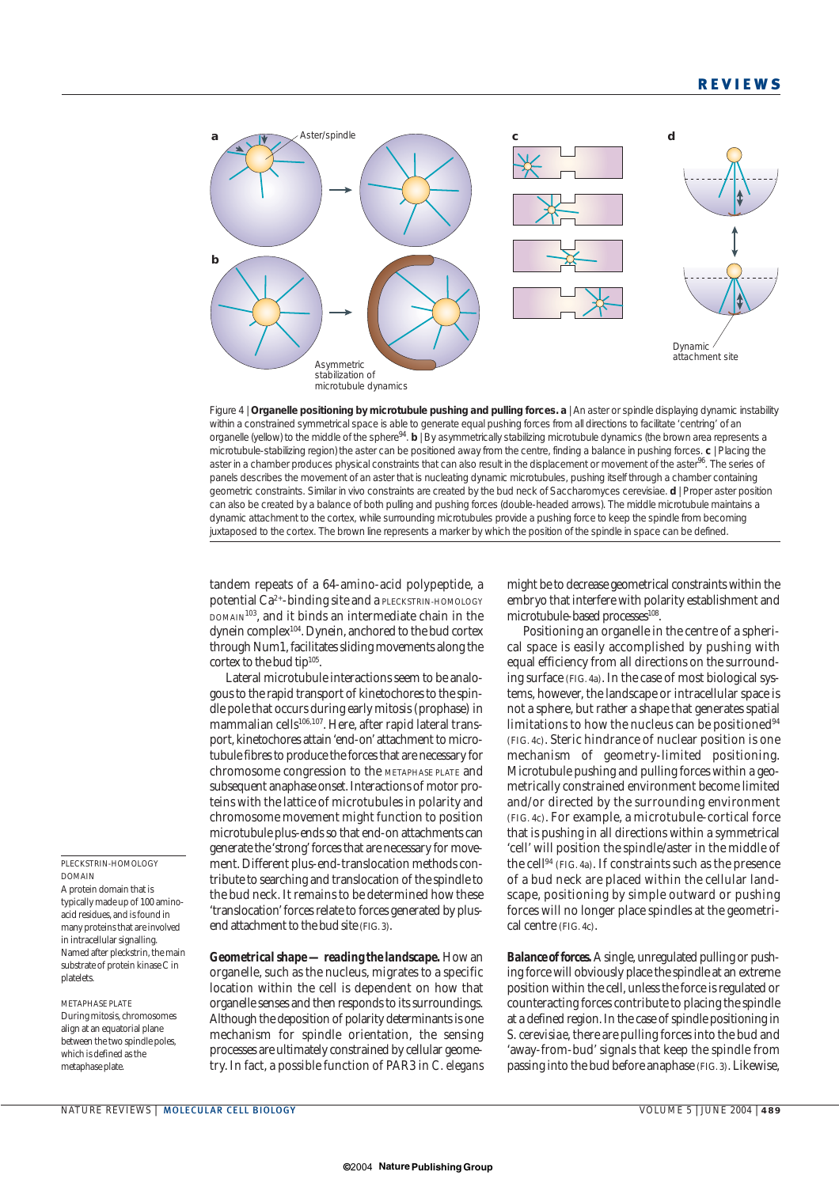Figure 4 | **Organelle positioning by microtubule pushing and pulling forces. a** | An aster or spindle displaying dynamic instability within a constrained symmetrical space is able to generate equal pushing forces from all directions to facilitate 'centring' of an organelle (yellow) to the middle of the sphere[94]. **b** | By asymmetrically stabilizing microtubule dynamics (the brown area represents a microtubule-stabilizing region) the aster can be positioned away from the centre, finding a balance in pushing forces. **c** | Placing the aster in a chamber produces physical constraints that can also result in the displacement or movement of the aster[96]. The series of panels describes the movement of an aster that is nucleating dynamic microtubules, pushing itself through a chamber containing geometric constraints. Similar in vivo constraints are created by the bud neck of *Saccharomyces cerevisiae*. **d** | Proper aster position can also be created by a balance of both pulling and pushing forces (double-headed arrows). The middle microtubule maintains a dynamic attachment to the cortex, while surrounding microtubules provide a pushing force to keep the spindle from becoming juxtaposed to the cortex. The brown line represents a marker by which the position of the spindle in space can be defined.

tandem repeats of a 64-amino-acid polypeptide, a potential $Ca^{2+}$-binding site and a PLECKSTRIN-HOMOLOGY DOMAIN[103], and it binds an intermediate chain in the dynein complex[104]. Dynein, anchored to the bud cortex through Num1, facilitates sliding movements along the cortex to the bud tip[105].

Lateral microtubule interactions seem to be analogous to the rapid transport of kinetochores to the spindle pole that occurs during early mitosis (prophase) in mammalian cells[106,107]. Here, after rapid lateral transport, kinetochores attain 'end-on' attachment to microtubule fibres to produce the forces that are necessary for chromosome congression to the METAPHASE PLATE and subsequent anaphase onset. Interactions of motor proteins with the lattice of microtubules in polarity and chromosome movement might function to position microtubule plus-ends so that end-on attachments can generate the 'strong' forces that are necessary for movement. Different plus-end-translocation methods contribute to searching and translocation of the spindle to the bud neck. It remains to be determined how these 'translocation' forces relate to forces generated by plus-end attachment to the bud site (FIG. 3).

**Geometrical shape — reading the landscape.** How an organelle, such as the nucleus, migrates to a specific location within the cell is dependent on how that organelle senses and then responds to its surroundings. Although the deposition of polarity determinants is one mechanism for spindle orientation, the sensing processes are ultimately constrained by cellular geometry. In fact, a possible function of PAR3 in *C. elegans* might be to decrease geometrical constraints within the embryo that interfere with polarity establishment and microtubule-based processes[108].

Positioning an organelle in the centre of a spherical space is easily accomplished by pushing with equal efficiency from all directions on the surrounding surface (FIG. 4a). In the case of most biological systems, however, the landscape or intracellular space is not a sphere, but rather a shape that generates spatial limitations to how the nucleus can be positioned[94] (FIG. 4c). Steric hindrance of nuclear position is one mechanism of geometry-limited positioning. Microtubule pushing and pulling forces within a geometrically constrained environment become limited and/or directed by the surrounding environment (FIG. 4c). For example, a microtubule-cortical force that is pushing in all directions within a symmetrical 'cell' will position the spindle/aster in the middle of the cell[94] (FIG. 4a). If constraints such as the presence of a bud neck are placed within the cellular landscape, positioning by simple outward or pushing forces will no longer place spindles at the geometrical centre (FIG. 4c).

**Balance of forces.** A single, unregulated pulling or pushing force will obviously place the spindle at an extreme position within the cell, unless the force is regulated or counteracting forces contribute to placing the spindle at a defined region. In the case of spindle positioning in *S. cerevisiae*, there are pulling forces into the bud and 'away-from-bud' signals that keep the spindle from passing into the bud before anaphase (FIG. 3). Likewise,

PLECKSTRIN-HOMOLOGY DOMAIN
A protein domain that is typically made up of 100 amino-acid residues, and is found in many proteins that are involved in intracellular signalling. Named after pleckstrin, the main substrate of protein kinase C in platelets.

METAPHASE PLATE
During mitosis, chromosomes align at an equatorial plane between the two spindle poles, which is defined as the metaphase plate.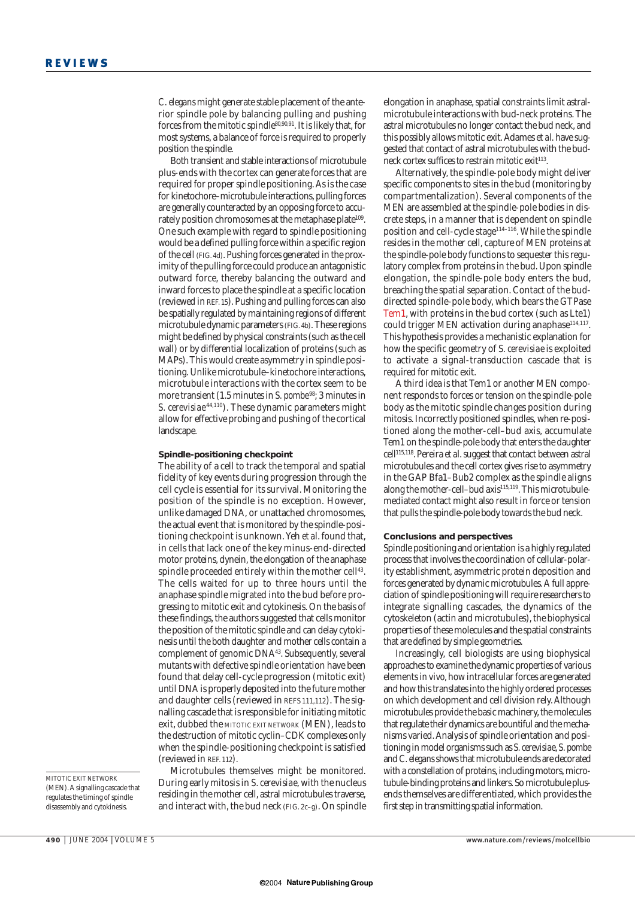*C. elegans* might generate stable placement of the anterior spindle pole by balancing pulling and pushing forces from the mitotic spindle[80,90,91]. It is likely that, for most systems, a balance of force is required to properly position the spindle.

Both transient and stable interactions of microtubule plus-ends with the cortex can generate forces that are required for proper spindle positioning. As is the case for kinetochore–microtubule interactions, pulling forces are generally counteracted by an opposing force to accurately position chromosomes at the metaphase plate[109]. One such example with regard to spindle positioning would be a defined pulling force within a specific region of the cell (FIG. 4d). Pushing forces generated in the proximity of the pulling force could produce an antagonistic outward force, thereby balancing the outward and inward forces to place the spindle at a specific location (reviewed in REF. 15). Pushing and pulling forces can also be spatially regulated by maintaining regions of different microtubule dynamic parameters (FIG. 4b). These regions might be defined by physical constraints (such as the cell wall) or by differential localization of proteins (such as MAPs). This would create asymmetry in spindle positioning. Unlike microtubule–kinetochore interactions, microtubule interactions with the cortex seem to be more transient (1.5 minutes in *S. pombe*[98]; 3 minutes in *S. cerevisiae*[44,110]). These dynamic parameters might allow for effective probing and pushing of the cortical landscape.

### Spindle-positioning checkpoint

The ability of a cell to track the temporal and spatial fidelity of key events during progression through the cell cycle is essential for its survival. Monitoring the position of the spindle is no exception. However, unlike damaged DNA, or unattached chromosomes, the actual event that is monitored by the spindle-positioning checkpoint is unknown. Yeh *et al.* found that, in cells that lack one of the key minus-end-directed motor proteins, dynein, the elongation of the anaphase spindle proceeded entirely within the mother cell[43]. The cells waited for up to three hours until the anaphase spindle migrated into the bud before progressing to mitotic exit and cytokinesis. On the basis of these findings, the authors suggested that cells monitor the position of the mitotic spindle and can delay cytokinesis until the both daughter and mother cells contain a complement of genomic DNA[43]. Subsequently, several mutants with defective spindle orientation have been found that delay cell-cycle progression (mitotic exit) until DNA is properly deposited into the future mother and daughter cells (reviewed in REFS 111,112). The signalling cascade that is responsible for initiating mitotic exit, dubbed the MITOTIC EXIT NETWORK (MEN), leads to the destruction of mitotic cyclin–CDK complexes only when the spindle-positioning checkpoint is satisfied (reviewed in REF. 112).

MITOTIC EXIT NETWORK (MEN). A signalling cascade that regulates the timing of spindle disassembly and cytokinesis.

Microtubules themselves might be monitored. During early mitosis in *S. cerevisiae*, with the nucleus residing in the mother cell, astral microtubules traverse, and interact with, the bud neck (FIG. 2c–g). On spindle elongation in anaphase, spatial constraints limit astral-microtubule interactions with bud-neck proteins. The astral microtubules no longer contact the bud neck, and this possibly allows mitotic exit. Adames *et al.* have suggested that contact of astral microtubules with the bud-neck cortex suffices to restrain mitotic exit[113].

Alternatively, the spindle-pole body might deliver specific components to sites in the bud (monitoring by compartmentalization). Several components of the MEN are assembled at the spindle-pole bodies in discrete steps, in a manner that is dependent on spindle position and cell-cycle stage[114–116]. While the spindle resides in the mother cell, capture of MEN proteins at the spindle-pole body functions to sequester this regulatory complex from proteins in the bud. Upon spindle elongation, the spindle-pole body enters the bud, breaching the spatial separation. Contact of the bud-directed spindle-pole body, which bears the GTPase Tem1, with proteins in the bud cortex (such as Lte1) could trigger MEN activation during anaphase[114,117]. This hypothesis provides a mechanistic explanation for how the specific geometry of *S. cerevisiae* is exploited to activate a signal-transduction cascade that is required for mitotic exit.

A third idea is that Tem1 or another MEN component responds to forces or tension on the spindle-pole body as the mitotic spindle changes position during mitosis. Incorrectly positioned spindles, when re-positioned along the mother-cell–bud axis, accumulate Tem1 on the spindle-pole body that enters the daughter cell[115,118]. Pereira *et al.* suggest that contact between astral microtubules and the cell cortex gives rise to asymmetry in the GAP Bfa1–Bub2 complex as the spindle aligns along the mother-cell–bud axis[115,119]. This microtubule-mediated contact might also result in force or tension that pulls the spindle-pole body towards the bud neck.

### Conclusions and perspectives

Spindle positioning and orientation is a highly regulated process that involves the coordination of cellular-polarity establishment, asymmetric protein deposition and forces generated by dynamic microtubules. A full appreciation of spindle positioning will require researchers to integrate signalling cascades, the dynamics of the cytoskeleton (actin and microtubules), the biophysical properties of these molecules and the spatial constraints that are defined by simple geometries.

Increasingly, cell biologists are using biophysical approaches to examine the dynamic properties of various elements *in vivo*, how intracellular forces are generated and how this translates into the highly ordered processes on which development and cell division rely. Although microtubules provide the basic machinery, the molecules that regulate their dynamics are bountiful and the mechanisms varied. Analysis of spindle orientation and positioning in model organisms such as *S. cerevisiae*, *S. pombe* and *C. elegans* shows that microtubule ends are decorated with a constellation of proteins, including motors, microtubule-binding proteins and linkers. So microtubule plus-ends themselves are differentiated, which provides the first step in transmitting spatial information.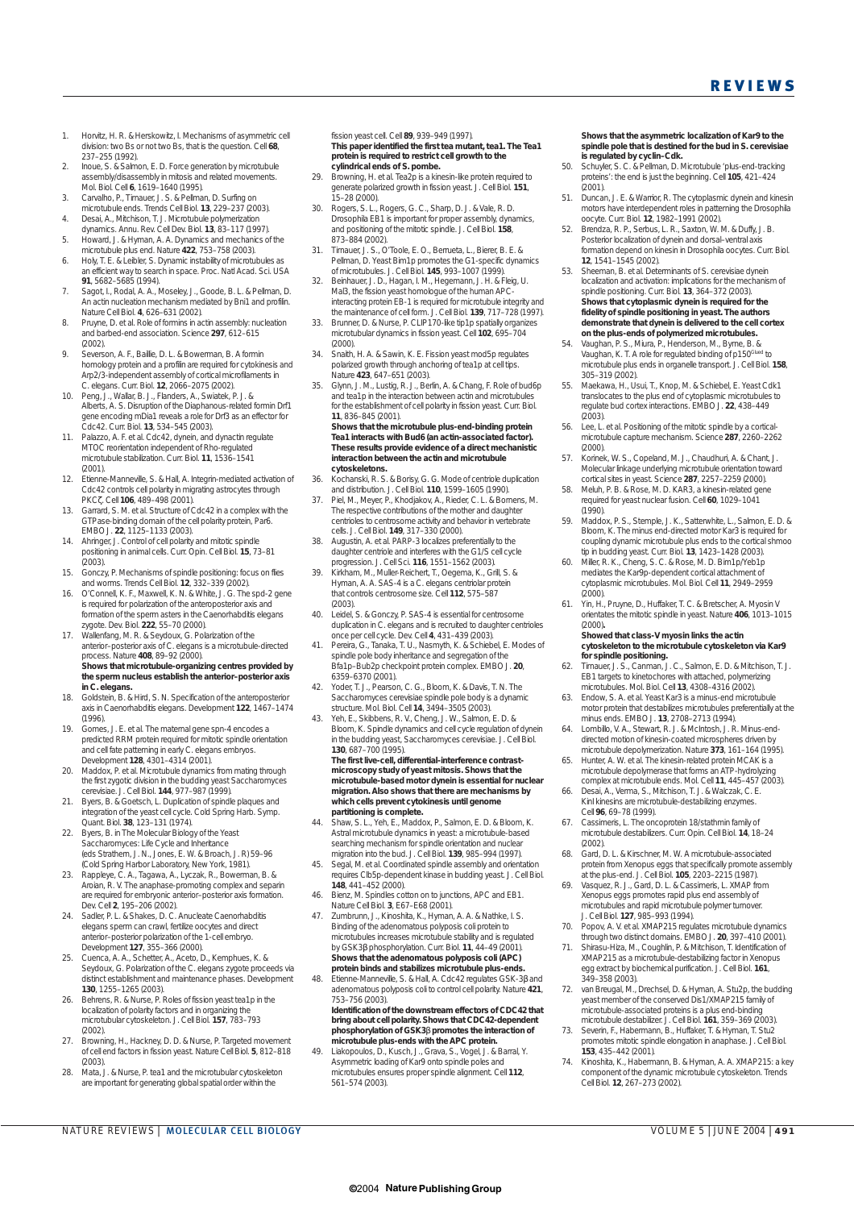1. Horvitz, H. R. & Herskowitz, I. Mechanisms of asymmetric cell division: two Bs or not two Bs, that is the question. Cell **68**, 237–255 (1992).
2. Inoue, S. & Salmon, E. D. Force generation by microtubule assembly/disassembly in mitosis and related movements. Mol. Biol. Cell **6**, 1619–1640 (1995).
3. Carvalho, P., Tirnauer, J. S. & Pellman, D. Surfing on microtubule ends. Trends Cell Biol. **13**, 229–237 (2003).
4. Desai, A., Mitchison, T. J. Microtubule polymerization dynamics. Annu. Rev. Cell Dev. Biol. **13**, 83–117 (1997).
5. Howard, J. & Hyman, A. A. Dynamics and mechanics of the microtubule plus end. Nature **422**, 753–758 (2003).
6. Holy, T. E. & Leibler, S. Dynamic instability of microtubules as an efficient way to search in space. Proc. Natl Acad. Sci. USA **91**, 5682–5685 (1994).
7. Sagot, I., Rodal, A. A., Moseley, J., Goode, B. L. & Pellman, D. An actin nucleation mechanism mediated by Bni1 and profilin. Nature Cell Biol. **4**, 626–631 (2002).
8. Pruyne, D. et al. Role of formins in actin assembly: nucleation and barbed-end association. Science **297**, 612–615 (2002).
9. Severson, A. F., Baillie, D. L. & Bowerman, B. A formin homology protein and a profilin are required for cytokinesis and Arp2/3-independent assembly of cortical microfilaments in C. elegans. Curr. Biol. **12**, 2066–2075 (2002).
10. Peng, J., Wallar, B. J., Flanders, A., Swiatek, P. J. & Alberts, A. S. Disruption of the Diaphanous-related formin Drf1 gene encoding mDia1 reveals a role for Drf3 as an effector for Cdc42. Curr. Biol. **13**, 534–545 (2003).
11. Palazzo, A. F. et al. Cdc42, dynein, and dynactin regulate MTOC reorientation independent of Rho-regulated microtubule stabilization. Curr. Biol. **11**, 1536–1541 (2001).
12. Etienne-Manneville, S. & Hall, A. Integrin-mediated activation of Cdc42 controls cell polarity in migrating astrocytes through PKCζ. Cell **106**, 489–498 (2001).
13. Garrard, S. M. et al. Structure of Cdc42 in a complex with the GTPase-binding domain of the cell polarity protein, Par6. EMBO J. **22**, 1125–1133 (2003).
14. Ahringer, J. Control of cell polarity and mitotic spindle positioning in animal cells. Curr. Opin. Cell Biol. **15**, 73–81 (2003).
15. Gonczy, P. Mechanisms of spindle positioning: focus on flies and worms. Trends Cell Biol. **12**, 332–339 (2002).
16. O'Connell, K. F., Maxwell, K. N. & White, J. G. The spd-2 gene is required for polarization of the anteroposterior axis and formation of the sperm asters in the Caenorhabditis elegans zygote. Dev. Biol. **222**, 55–70 (2000).
17. Wallenfang, M. R. & Seydoux, G. Polarization of the anterior–posterior axis of C. elegans is a microtubule-directed process. Nature **408**, 89–92 (2000).
**Shows that microtubule-organizing centres provided by the sperm nucleus establish the anterior–posterior axis in C. elegans.**
18. Goldstein, B. & Hird, S. N. Specification of the anteroposterior axis in Caenorhabditis elegans. Development **122**, 1467–1474 (1996).
19. Gomes, J. E. et al. The maternal gene spn-4 encodes a predicted RRM protein required for mitotic spindle orientation and cell fate patterning in early C. elegans embryos. Development **128**, 4301–4314 (2001).
20. Maddox, P. et al. Microtubule dynamics from mating through the first zygotic division in the budding yeast Saccharomyces cerevisiae. J. Cell Biol. **144**, 977–987 (1999).
21. Byers, B. & Goetsch, L. Duplication of spindle plaques and integration of the yeast cell cycle. Cold Spring Harb. Symp. Quant. Biol. **38**, 123–131 (1974).
22. Byers, B. in The Molecular Biology of the Yeast Saccharomyces: Life Cycle and Inheritance (eds Strathern, J. N., Jones, E. W. & Broach, J. R) 59–96 (Cold Spring Harbor Laboratory, New York, 1981).
23. Rappleye, C. A., Tagawa, A., Lyczak, R., Bowerman, B. & Aroian, R. V. The anaphase-promoting complex and separin are required for embryonic anterior–posterior axis formation. Dev. Cell **2**, 195–206 (2002).
24. Sadler, P. L. & Shakes, D. C. Anucleate Caenorhabditis elegans sperm can crawl, fertilize oocytes and direct anterior–posterior polarization of the 1-cell embryo. Development **127**, 355–366 (2000).
25. Cuenca, A. A., Schetter, A., Aceto, D., Kemphues, K. & Seydoux, G. Polarization of the C. elegans zygote proceeds via distinct establishment and maintenance phases. Development **130**, 1255–1265 (2003).
26. Behrens, R. & Nurse, P. Roles of fission yeast tea1p in the localization of polarity factors and in organizing the microtubular cytoskeleton. J. Cell Biol. **157**, 783–793 (2002).
27. Browning, H., Hackney, D. D. & Nurse, P. Targeted movement of cell end factors in fission yeast. Nature Cell Biol. **5**, 812–818 (2003).
28. Mata, J. & Nurse, P. tea1 and the microtubular cytoskeleton are important for generating global spatial order within the fission yeast cell. Cell **89**, 939–949 (1997).
**This paper identified the first tea mutant, tea1. The Tea1 protein is required to restrict cell growth to the cylindrical ends of S. pombe.**
29. Browning, H. et al. Tea2p is a kinesin-like protein required to generate polarized growth in fission yeast. J. Cell Biol. **151**, 15–28 (2000).
30. Rogers, S. L., Rogers, G. C., Sharp, D. J. & Vale, R. D. Drosophila EB1 is important for proper assembly, dynamics, and positioning of the mitotic spindle. J. Cell Biol. **158**, 873–884 (2002).
31. Tirnauer, J. S., O'Toole, E. O., Berrueta, L., Bierer, B. E. & Pellman, D. Yeast Bim1p promotes the G1-specific dynamics of microtubules. J. Cell Biol. **145**, 993–1007 (1999).
32. Beinhauer, J. D., Hagan, I. M., Hegemann, J. H. & Fleig, U. Mal3, the fission yeast homologue of the human APC-interacting protein EB-1 is required for microtubule integrity and the maintenance of cell form. J. Cell Biol. **139**, 717–728 (1997).
33. Brunner, D. & Nurse, P. CLIP170-like tip1p spatially organizes microtubular dynamics in fission yeast. Cell **102**, 695–704 (2000).
34. Snaith, H. A. & Sawin, K. E. Fission yeast mod5p regulates polarized growth through anchoring of tea1p at cell tips. Nature **423**, 647–651 (2003).
35. Glynn, J. M., Lustig, R. J., Berlin, A. & Chang, F. Role of bud6p and tea1p in the interaction between actin and microtubules for the establishment of cell polarity in fission yeast. Curr. Biol. **11**, 836–845 (2001).
**Shows that the microtubule plus-end-binding protein Tea1 interacts with Bud6 (an actin-associated factor). These results provide evidence of a direct mechanistic interaction between the actin and microtubule cytoskeletons.**
36. Kochanski, R. S. & Borisy, G. G. Mode of centriole duplication and distribution. J. Cell Biol. **110**, 1599–1605 (1990).
37. Piel, M., Meyer, P., Khodjakov, A., Rieder, C. L. & Bornens, M. The respective contributions of the mother and daughter centrioles to centrosome activity and behavior in vertebrate cells. J. Cell Biol. **149**, 317–330 (2000).
38. Augustin, A. et al. PARP-3 localizes preferentially to the daughter centriole and interferes with the G1/S cell cycle progression. J. Cell Sci. **116**, 1551–1562 (2003).
39. Kirkham, M., Muller-Reichert, T., Oegema, K., Grill, S. & Hyman, A. A. SAS-4 is a C. elegans centriolar protein that controls centrosome size. Cell **112**, 575–587 (2003).
40. Leidel, S. & Gonczy, P. SAS-4 is essential for centrosome duplication in C. elegans and is recruited to daughter centrioles once per cell cycle. Dev. Cell **4**, 431–439 (2003).
41. Pereira, G., Tanaka, T. U., Nasmyth, K. & Schiebel, E. Modes of spindle pole body inheritance and segregation of the Bfa1p–Bub2p checkpoint protein complex. EMBO J. **20**, 6359–6370 (2001).
42. Yoder, T. J., Pearson, C. G., Bloom, K. & Davis, T. N. The Saccharomyces cerevisiae spindle pole body is a dynamic structure. Mol. Biol. Cell **14**, 3494–3505 (2003).
43. Yeh, E., Skibbens, R. V., Cheng, J. W., Salmon, E. D. & Bloom, K. Spindle dynamics and cell cycle regulation of dynein in the budding yeast, Saccharomyces cerevisiae. J. Cell Biol. **130**, 687–700 (1995).
**The first live-cell, differential-interference contrast-microscopy study of yeast mitosis. Shows that the microtubule-based motor dynein is essential for nuclear migration. Also shows that there are mechanisms by which cells prevent cytokinesis until genome partitioning is complete.**
44. Shaw, S. L., Yeh, E., Maddox, P., Salmon, E. D. & Bloom, K. Astral microtubule dynamics in yeast: a microtubule-based searching mechanism for spindle orientation and nuclear migration into the bud. J. Cell Biol. **139**, 985–994 (1997).
45. Segal, M. et al. Coordinated spindle assembly and orientation requires Clb5p-dependent kinase in budding yeast. J. Cell Biol. **148**, 441–452 (2000).
46. Bienz, M. Spindles cotton on to junctions, APC and EB1. Nature Cell Biol. **3**, E67–E68 (2001).
47. Zumbrunn, J., Kinoshita, K., Hyman, A. A. & Nathke, I. S. Binding of the adenomatous polyposis coli protein to microtubules increases microtubule stability and is regulated by GSK3β phosphorylation. Curr. Biol. **11**, 44–49 (2001).
**Shows that the adenomatous polyposis coli (APC) protein binds and stabilizes microtubule plus-ends.**
48. Etienne-Manneville, S. & Hall, A. Cdc42 regulates GSK-3β and adenomatous polyposis coli to control cell polarity. Nature **421**, 753–756 (2003).
**Identification of the downstream effectors of CDC42 that bring about cell polarity. Shows that CDC42-dependent phosphorylation of GSK3β promotes the interaction of microtubule plus-ends with the APC protein.**
49. Liakopoulos, D., Kusch, J., Grava, S., Vogel, J. & Barral, Y. Asymmetric loading of Kar9 onto spindle poles and microtubules ensures proper spindle alignment. Cell **112**, 561–574 (2003).
**Shows that the asymmetric localization of Kar9 to the spindle pole that is destined for the bud in S. cerevisiae is regulated by cyclin–Cdk.**
50. Schuyler, S. C. & Pellman, D. Microtubule 'plus-end-tracking proteins': the end is just the beginning. Cell **105**, 421–424 (2001).
51. Duncan, J. E. & Warrior, R. The cytoplasmic dynein and kinesin motors have interdependent roles in patterning the Drosophila oocyte. Curr. Biol. **12**, 1982–1991 (2002).
52. Brendza, R. P., Serbus, L. R., Saxton, W. M. & Duffy, J. B. Posterior localization of dynein and dorsal–ventral axis formation depend on kinesin in Drosophila oocytes. Curr. Biol. **12**, 1541–1545 (2002).
53. Sheeman, B. et al. Determinants of S. cerevisiae dynein localization and activation: implications for the mechanism of spindle positioning. Curr. Biol. **13**, 364–372 (2003).
**Shows that cytoplasmic dynein is required for the fidelity of spindle positioning in yeast. The authors demonstrate that dynein is delivered to the cell cortex on the plus-ends of polymerized microtubules.**
54. Vaughan, P. S., Miura, P., Henderson, M., Byrne, B. & Vaughan, K. T. A role for regulated binding of p150[Glued] to microtubule plus ends in organelle transport. J. Cell Biol. **158**, 305–319 (2002).
55. Maekawa, H., Usui, T., Knop, M. & Schiebel, E. Yeast Cdk1 translocates to the plus end of cytoplasmic microtubules to regulate bud cortex interactions. EMBO J. **22**, 438–449 (2003).
56. Lee, L. et al. Positioning of the mitotic spindle by a cortical-microtubule capture mechanism. Science **287**, 2260–2262 (2000).
57. Korinek, W. S., Copeland, M. J., Chaudhuri, A. & Chant, J. Molecular linkage underlying microtubule orientation toward cortical sites in yeast. Science **287**, 2257–2259 (2000).
58. Meluh, P. B. & Rose, M. D. KAR3, a kinesin-related gene required for yeast nuclear fusion. Cell **60**, 1029–1041 (1990).
59. Maddox, P. S., Stemple, J. K., Satterwhite, L., Salmon, E. D. & Bloom, K. The minus end-directed motor Kar3 is required for coupling dynamic microtubule plus ends to the cortical shmoo tip in budding yeast. Curr. Biol. **13**, 1423–1428 (2003).
60. Miller, R. K., Cheng, S. C. & Rose, M. D. Bim1p/Yeb1p mediates the Kar9p-dependent cortical attachment of cytoplasmic microtubules. Mol. Biol. Cell **11**, 2949–2959 (2000).
61. Yin, H., Pruyne, D., Huffaker, T. C. & Bretscher, A. Myosin V orientates the mitotic spindle in yeast. Nature **406**, 1013–1015 (2000).
**Showed that class-V myosin links the actin cytoskeleton to the microtubule cytoskeleton via Kar9 for spindle positioning.**
62. Tirnauer, J. S., Canman, J. C., Salmon, E. D. & Mitchison, T. J. EB1 targets to kinetochores with attached, polymerizing microtubules. Mol. Biol. Cell **13**, 4308–4316 (2002).
63. Endow, S. A. et al. Yeast Kar3 is a minus-end microtubule motor protein that destabilizes microtubules preferentially at the minus ends. EMBO J. **13**, 2708–2713 (1994).
64. Lombillo, V. A., Stewart, R. J. & McIntosh, J. R. Minus-end-directed motion of kinesin-coated microspheres driven by microtubule depolymerization. Nature **373**, 161–164 (1995).
65. Hunter, A. W. et al. The kinesin-related protein MCAK is a microtubule depolymerase that forms an ATP-hydrolyzing complex at microtubule ends. Mol. Cell **11**, 445–457 (2003).
66. Desai, A., Verma, S., Mitchison, T. J. & Walczak, C. E. KinI kinesins are microtubule-destabilizing enzymes. Cell **96**, 69–78 (1999).
67. Cassimeris, L. The oncoprotein 18/stathmin family of microtubule destabilizers. Curr. Opin. Cell Biol. **14**, 18–24 (2002).
68. Gard, D. L. & Kirschner, M. W. A microtubule-associated protein from Xenopus eggs that specifically promote assembly at the plus-end. J. Cell Biol. **105**, 2203–2215 (1987).
69. Vasquez, R. J., Gard, D. L. & Cassimeris, L. XMAP from Xenopus eggs promotes rapid plus end assembly of microtubules and rapid microtubule polymer turnover. J. Cell Biol. **127**, 985–993 (1994).
70. Popov, A. V. et al. XMAP215 regulates microtubule dynamics through two distinct domains. EMBO J. **20**, 397–410 (2001).
71. Shirasu-Hiza, M., Coughlin, P. & Mitchison, T. Identification of XMAP215 as a microtubule-destabilizing factor in Xenopus egg extract by biochemical purification. J. Cell Biol. **161**, 349–358 (2003).
72. van Breugel, M., Drechsel, D. & Hyman, A. Stu2p, the budding yeast member of the conserved Dis1/XMAP215 family of microtubule-associated proteins is a plus end-binding microtubule destabilizer. J. Cell Biol. **161**, 359–369 (2003).
73. Severin, F., Habermann, B., Huffaker, T. & Hyman, T. Stu2 promotes mitotic spindle elongation in anaphase. J. Cell Biol. **153**, 435–442 (2001).
74. Kinoshita, K., Habermann, B. & Hyman, A. A. XMAP215: a key component of the dynamic microtubule cytoskeleton. Trends Cell Biol. **12**, 267–273 (2002).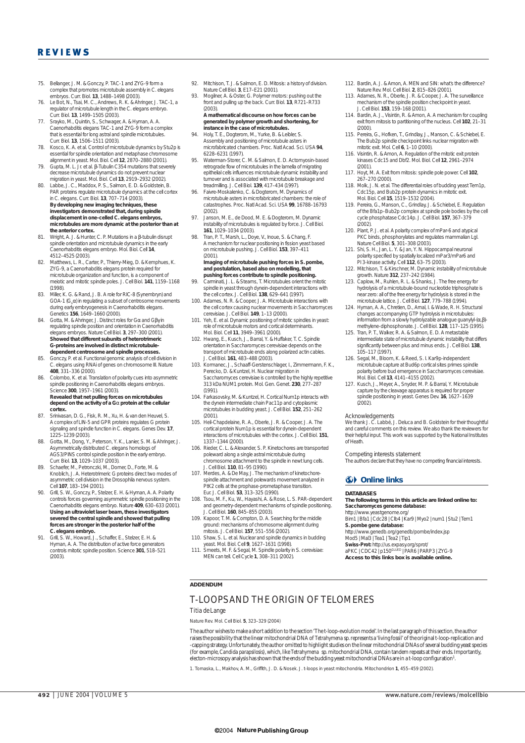75. Bellanger, J. M. & Gonczy, P. TAC-1 and ZYG-9 form a complex that promotes microtubule assembly in C. elegans embryos. Curr. Biol. **13**, 1488–1498 (2003).
76. Le Bot, N., Tsai, M. C., Andrews, R. K. & Ahringer, J. TAC-1, a regulator of microtubule length in the C. elegans embryo. Curr. Biol. **13**, 1499–1505 (2003).
77. Srayko, M., Quintin, S., Schwager, A. & Hyman, A. A. Caenorhabditis elegans TAC-1 and ZYG-9 form a complex that is essential for long astral and spindle microtubules. Curr. Biol. **13**, 1506–1511 (2003).
78. Kosco, K. A. et al. Control of microtubule dynamics by Stu2p is essential for spindle orientation and metaphase chromosome alignment in yeast. Mol. Biol. Cell **12**, 2870–2880 (2001).
79. Gupta, M. L. Jr et al. β-Tubulin C354 mutations that severely decrease microtubule dynamics do not prevent nuclear migration in yeast. Mol. Biol. Cell **13**, 2919–2932 (2002).
80. Labbe, J. C., Maddox, P. S., Salmon, E. D. & Goldstein, B. PAR proteins regulate microtubule dynamics at the cell cortex in C. elegans. Curr. Biol. **13**, 707–714 (2003).
**By developing new imaging techniques, these investigators demonstrated that, during spindle displacement in one-celled C. elegans embryos, microtubules are more dynamic at the posterior than at the anterior cortex.**
81. Wright, A. J. & Hunter, C. P. Mutations in a β-tubulin disrupt spindle orientation and microtubule dynamics in the early Caenorhabditis elegans embryo. Mol. Biol. Cell **14**, 4512–4525 (2003).
82. Matthews, L. R., Carter, P., Thierry-Mieg, D. & Kemphues, K. ZYG-9, a Caenorhabditis elegans protein required for microtubule organization and function, is a component of meiotic and mitotic spindle poles. J. Cell Biol. **141**, 1159–1168 (1998).
83. Miller, K. G. & Rand, J. B. A role for RIC-8 (Synembryn) and GOA-1 ($G_o\alpha$) in regulating a subset of centrosome movements during early embryogenesis in Caenorhabditis elegans. Genetics **156**, 1649–1660 (2000).
84. Gotta, M. & Ahringer, J. Distinct roles for Gα and Gβγ in regulating spindle position and orientation in Caenorhabditis elegans embryos. Nature Cell Biol. **3**, 297–300 (2001).
**Showed that different subunits of heterotrimeric G-proteins are involved in distinct microtubule-dependent centrosome and spindle processes.**
85. Gonczy, P. et al. Functional genomic analysis of cell division in C. elegans using RNAi of genes on chromosome III. Nature **408**, 331–336 (2000).
86. Colombo, K. et al. Translation of polarity cues into asymmetric spindle positioning in Caenorhabditis elegans embryos. Science **300**, 1957–1961 (2003).
**Revealed that net pulling forces on microtubules depend on the activity of a Gα protein at the cellular cortex.**
87. Srinivasan, D. G., Fisk, R. M., Xu, H. & van den Heuvel, S. A complex of LIN-5 and GPR proteins regulates G protein signaling and spindle function in C. elegans. Genes Dev. **17**, 1225–1239 (2003).
88. Gotta, M., Dong, Y., Peterson, Y. K., Lanier, S. M. & Ahringer, J. Asymmetrically distributed C. elegans homologs of AGS3/PINS control spindle position in the early embryo. Curr. Biol. **13**, 1029–1037 (2003).
89. Schaefer, M., Petronczki, M., Dorner, D., Forte, M. & Knoblich, J. A. Heterotrimeric G proteins direct two modes of asymmetric cell division in the Drosophila nervous system. Cell **107**, 183–194 (2001).
90. Grill, S. W., Gonczy, P., Stelzer, E. H. & Hyman, A. A. Polarity controls forces governing asymmetric spindle positioning in the Caenorhabditis elegans embryo. Nature **409**, 630–633 (2001).
**Using an ultraviolet laser beam, these investigators severed the central spindle and showed that pulling forces are stronger in the posterior half of the C. elegans embryo.**
91. Grill, S. W., Howard, J., Schaffer, E., Stelzer, E. H. & Hyman, A. A. The distribution of active force generators controls mitotic spindle position. Science **301**, 518–521 (2003).
92. Mitchison, T. J. & Salmon, E. D. Mitosis: a history of division. Nature Cell Biol. **3**, E17–E21 (2001).
93. Mogilner, A. & Oster, G. Polymer motors: pushing out the front and pulling up the back. Curr. Biol. **13**, R721–R733 (2003).
**A mathematical discourse on how forces can be generated by polymer growth and shortening, for instance in the case of microtubules.**
94. Holy, T. E., Dogterom, M., Yurke, B. & Leibler, S. Assembly and positioning of microtubule asters in microfabricated chambers. Proc. Natl Acad. Sci. USA **94**, 6228–6231 (1997).
95. Waterman-Storer, C. M. & Salmon, E. D. Actomyosin-based retrograde flow of microtubules in the lamella of migrating epithelial cells influences microtubule dynamic instability and turnover and is associated with microtubule breakage and treadmilling. J. Cell Biol. **139**, 417–434 (1997).
96. Faivre-Moskalenko, C. & Dogterom, M. Dynamics of microtubule asters in microfabricated chambers: the role of catastrophes. Proc. Natl Acad. Sci. USA **99**, 16788–16793 (2002).
97. Janson, M. E., de Dood, M. E. & Dogterom, M. Dynamic instability of microtubules is regulated by force. J. Cell Biol. **161**, 1029–1034 (2003).
98. Tran, P. T., Marsh, L., Doye, V., Inoue, S. & Chang, F. A mechanism for nuclear positioning in fission yeast based on microtubule pushing. J. Cell Biol. **153**, 397–411 (2001).
**Imaging of microtubule pushing forces in S. pombe, and postulation, based also on modelling, that pushing forces contribute to spindle positioning.**
99. Carminati, J. L. & Stearns, T. Microtubules orient the mitotic spindle in yeast through dynein-dependent interactions with the cell cortex. J. Cell Biol. **138**, 629–641 (1997).
100. Adames, N. R. & Cooper, J. A. Microtubule interactions with the cell cortex causing nuclear movements in Saccharomyces cerevisiae. J. Cell Biol. **149**, 1–13 (2000).
101. Yeh, E. et al. Dynamic positioning of mitotic spindles in yeast: role of microtubule motors and cortical determinants. Mol. Biol. Cell **11**, 3949–3961 (2000).
102. Hwang, E., Kusch, J., Barral, Y. & Huffaker, T. C. Spindle orientation in Saccharomyces cerevisiae depends on the transport of microtubule ends along polarized actin cables. J. Cell Biol. **161**, 483–488 (2003).
103. Kormanec, J., Schaaff-Gerstenschlager, I., Zimmermann, F. K., Perecko, D. & Kuntzel, H. Nuclear migration in Saccharomyces cerevisiae is controlled by the highly repetitive 313 kDa NUM1 protein. Mol. Gen. Genet. **230**, 277–287 (1991).
104. Farkasovsky, M. & Kuntzel, H. Cortical Num1p interacts with the dynein intermediate chain Pac11p and cytoplasmic microtubules in budding yeast. J. Cell Biol. **152**, 251–262 (2001).
105. Heil-Chapdelaine, R. A., Oberle, J. R. & Cooper, J. A. The cortical protein Num1p is essential for dynein-dependent interactions of microtubules with the cortex. J. Cell Biol. **151**, 1337–1344 (2000).
106. Rieder, C. L. & Alexander, S. P. Kinetochores are transported poleward along a single astral microtubule during chromosome attachment to the spindle in newt lung cells. J. Cell Biol. **110**, 81–95 (1990).
107. Merdes, A. & De May, J. The mechanism of kinetochore-spindle attachment and polewards movement analyzed in PtK2 cells at the prophase–prometaphase transition. Eur. J. Cell Biol. **53**, 313–325 (1990).
108. Tsou, M. F., Ku, W., Hayashi, A. & Rose, L. S. PAR-dependent and geometry-dependent mechanisms of spindle positioning. J. Cell Biol. **160**, 845–855 (2003).
109. Kapoor, T. M. & Compton, D. A. Searching for the middle ground: mechanisms of chromosome alignment during mitosis. J. Cell Biol. **157**, 551–556 (2002).
110. Shaw, S. L. et al. Nuclear and spindle dynamics in budding yeast. Mol. Biol. Cell **9**, 1627–1631 (1998).
111. Smeets, M. F. & Segal, M. Spindle polarity in S. cerevisiae: MEN can tell. Cell Cycle **1**, 308–311 (2002).
112. Bardin, A. J. & Amon, A. MEN and SIN: what's the difference? Nature Rev. Mol. Cell Biol. **2**, 815–826 (2001).
113. Adames, N. R., Oberle, J. R. & Cooper, J. A. The surveillance mechanism of the spindle position checkpoint in yeast. J. Cell Biol. **153**, 159–168 (2001).
114. Bardin, A. J., Visintin, R. & Amon, A. A mechanism for coupling exit from mitosis to partitioning of the nucleus. Cell **102**, 21–31 (2000).
115. Pereira, G., Hofken, T., Grindlay, J., Manson, C. & Schiebel, E. The Bub2p spindle checkpoint links nuclear migration with mitotic exit. Mol. Cell **6**, 1–10 (2000).
116. Visintin, R. & Amon, A. Regulation of the mitotic exit protein kinases Cdc15 and Dbf2. Mol. Biol. Cell **12**, 2961–2974 (2001).
117. Hoyt, M. A. Exit from mitosis: spindle pole power. Cell **102**, 267–270 (2000).
118. Molk, J. N. et al. The differential roles of budding yeast Tem1p, Cdc15p, and Bub2p protein dynamics in mitotic exit. Mol. Biol. Cell **15**, 1519–1532 (2004).
119. Pereira, G., Manson, C., Grindlay, J. & Schiebel, E. Regulation of the Bfa1p–Bub2p complex at spindle pole bodies by the cell cycle phosphatase Cdc14p. J. Cell Biol. **157**, 367–379 (2002).
120. Plant, P. J. et al. A polarity complex of mPar-6 and atypical PKC binds, phosphorylates and regulates mammalian Lgl. Nature Cell Biol. **5**, 301–308 (2003).
121. Shi, S. H., Jan, L. Y. & Jan, Y. N. Hippocampal neuronal polarity specified by spatially localized mPar3/mPar6 and PI 3-kinase activity. Cell **112**, 63–75 (2003).
122. Mitchison, T. & Kirschner, M. Dynamic instability of microtubule growth. Nature **312**, 237–242 (1984).
123. Caplow, M., Ruhlen, R. L. & Shanks, J. The free energy for hydrolysis of a microtubule-bound nucleotide triphosphate is near zero: all of the free energy for hydrolysis is stored in the microtubule lattice. J. Cell Biol. **127**, 779–788 (1994).
124. Hyman, A. A., Chretien, D., Arnal, I. & Wade, R. H. Structural changes accompanying GTP hydrolysis in microtubules: information from a slowly hydrolyzable analogue guanylyl-(α,β)-methylene-diphosphonate. J. Cell Biol. **128**, 117–125 (1995).
125. Tran, P. T., Walker, R. A. & Salmon, E. D. A metastable intermediate state of microtubule dynamic instability that differs significantly between plus and minus ends. J. Cell Biol. **138**, 105–117 (1997).
126. Segal, M., Bloom, K. & Reed, S. I. Kar9p-independent microtubule capture at Bud6p cortical sites primes spindle polarity before bud emergence in Saccharomyces cerevisiae. Mol. Biol. Cell **13**, 4141–4155 (2002).
127. Kusch, J., Meyer, A., Snyder, M. P. & Barral, Y. Microtubule capture by the cleavage apparatus is required for proper spindle positioning in yeast. Genes Dev. **16**, 1627–1639 (2002).

### Acknowledgements

We thank J. C. Labbé, J. Deluca and B. Goldstein for their thoughtful and careful comments on this review. We also thank the reviewers for their helpful input. This work was supported by the National Institutes of Heath.

### Competing interests statement

The authors declare that they have no competing financial interests.

### Online links

**DATABASES**

**The following terms in this article are linked online to:**
**Saccharomyces genome database:**
http://www.yeastgenome.org/
Bim1 | Bfa1 | Cdc28 | Clb4 | Kar9 | Myo2 | num1 | Stu2 | Tem1
**S. pombe gene database:**
http://www.genedb.org/genedb/pombe/index.jsp
Mod5 | Mal3 | Tea1 | Tea2 | Tip1
**Swiss-Prot:** http://us.expasy.org/sprot/
aPKC | CDC42 | p150[GLUED] | PAR6 | PARP3 | ZYG-9
**Access to this links box is available online.**

**ADDENDUM**

## T-LOOPS AND THE ORIGIN OF TELOMERES

*Titia de Lange*

Nature Rev. Mol. Cell Biol. **5**, 323–329 (2004)

The author wishes to make a short addition to the section 'The t-loop-evolution model'. In the last paragraph of this section, the author raises the possibility that the linear mitochondrial DNA of *Tetrahymena* sp. represents a 'living fossil' of the original t-loop-replication and -capping strategy. Unfortunately, the author omitted to highlight studies on the linear mitochondrial DNAs of several budding yeast species (for example, *Candida parapsilosis*), which, like *Tetrahymena* sp. mitochondrial DNA, contain tandem repeats at their ends. Importantly, electon-microsopy analysis has shown that the ends of the budding yeast mitochondrial DNAs are in a t-loop configuration[1].

1. Tomaska, L., Makhov, A. M., Griffith, J. D. & Nosek. J. t-loops in yeast mitochondria. Mitochondrion **1**, 455–459 (2002).